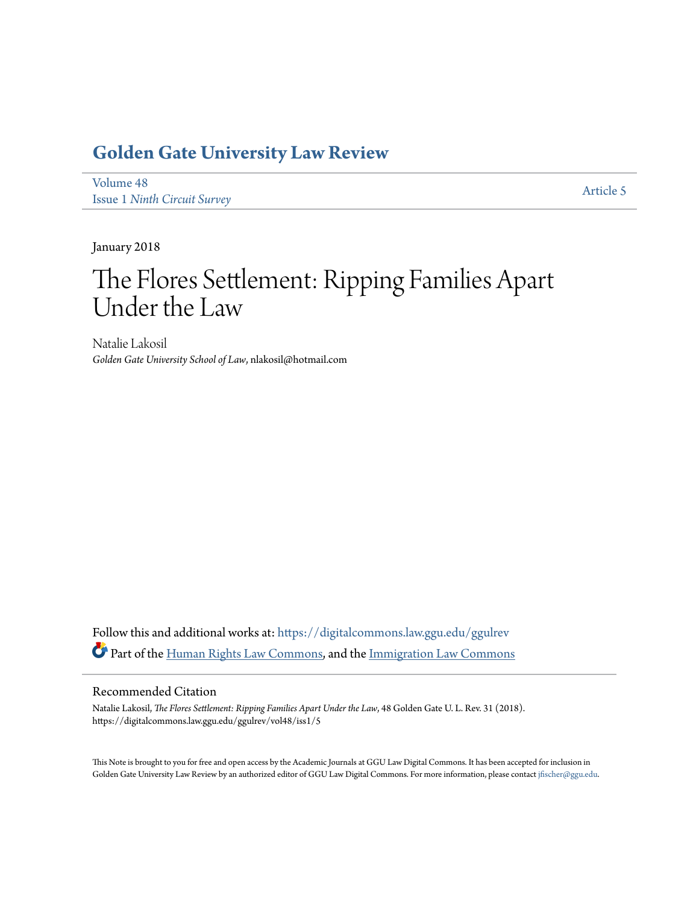# Golden Gate University Law Review

Volume 48
Issue 1 *Ninth Circuit Survey*

Article 5

January 2018

# The Flores Settlement: Ripping Families Apart Under the Law

Natalie Lakosil
*Golden Gate University School of Law*, nlakosil@hotmail.com

Follow this and additional works at: https://digitalcommons.law.ggu.edu/ggulrev

Part of the Human Rights Law Commons, and the Immigration Law Commons

## Recommended Citation

Natalie Lakosil, *The Flores Settlement: Ripping Families Apart Under the Law*, 48 Golden Gate U. L. Rev. 31 (2018).
https://digitalcommons.law.ggu.edu/ggulrev/vol48/iss1/5

This Note is brought to you for free and open access by the Academic Journals at GGU Law Digital Commons. It has been accepted for inclusion in Golden Gate University Law Review by an authorized editor of GGU Law Digital Commons. For more information, please contact jfischer@ggu.edu.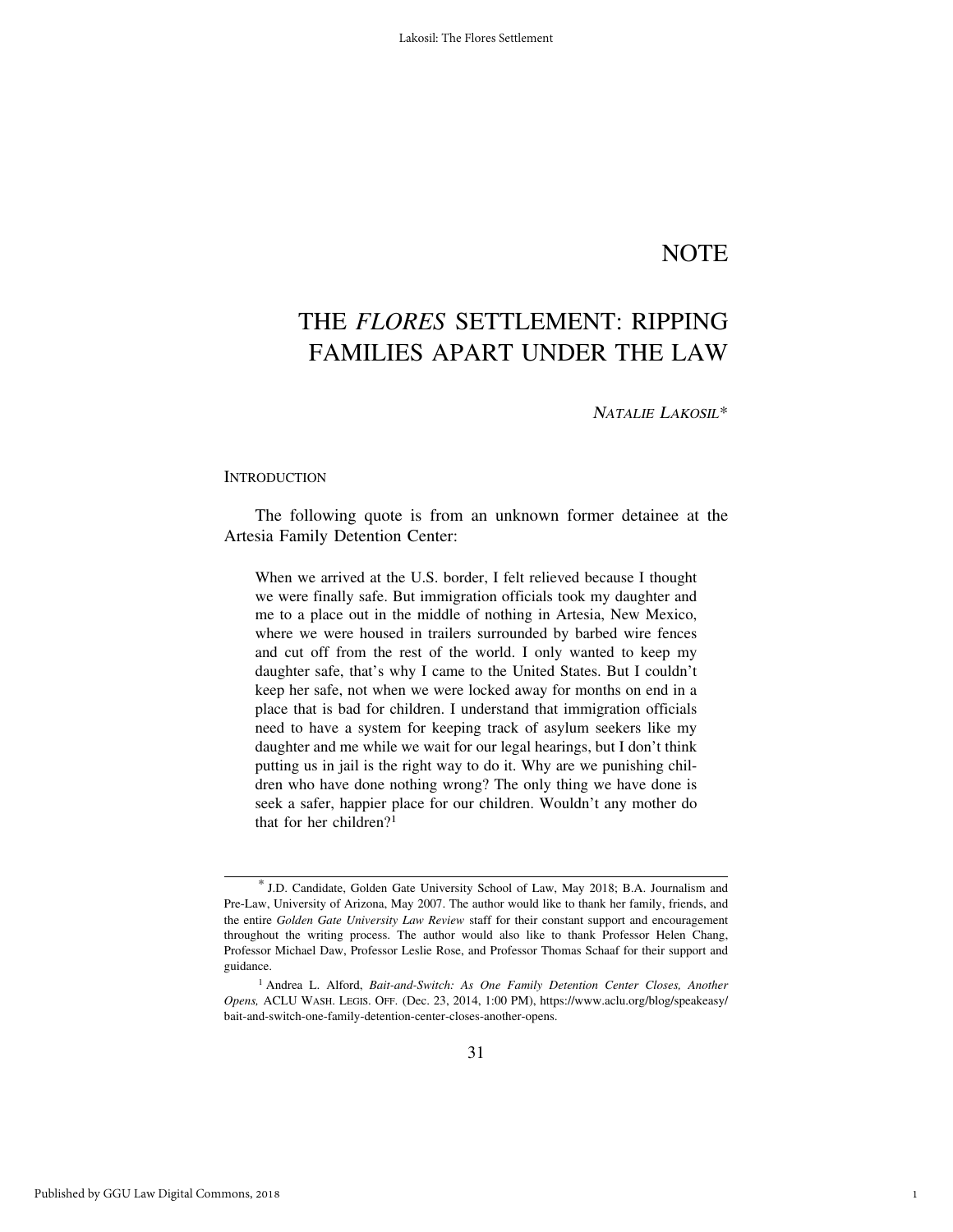# NOTE

# THE *FLORES* SETTLEMENT: RIPPING FAMILIES APART UNDER THE LAW

*NATALIE LAKOSIL**

## INTRODUCTION

The following quote is from an unknown former detainee at the Artesia Family Detention Center:

> When we arrived at the U.S. border, I felt relieved because I thought we were finally safe. But immigration officials took my daughter and me to a place out in the middle of nothing in Artesia, New Mexico, where we were housed in trailers surrounded by barbed wire fences and cut off from the rest of the world. I only wanted to keep my daughter safe, that's why I came to the United States. But I couldn't keep her safe, not when we were locked away for months on end in a place that is bad for children. I understand that immigration officials need to have a system for keeping track of asylum seekers like my daughter and me while we wait for our legal hearings, but I don't think putting us in jail is the right way to do it. Why are we punishing children who have done nothing wrong? The only thing we have done is seek a safer, happier place for our children. Wouldn't any mother do that for her children?[1]

---

\* J.D. Candidate, Golden Gate University School of Law, May 2018; B.A. Journalism and Pre-Law, University of Arizona, May 2007. The author would like to thank her family, friends, and the entire *Golden Gate University Law Review* staff for their constant support and encouragement throughout the writing process. The author would also like to thank Professor Helen Chang, Professor Michael Daw, Professor Leslie Rose, and Professor Thomas Schaaf for their support and guidance.

[1] Andrea L. Alford, *Bait-and-Switch: As One Family Detention Center Closes, Another Opens,* ACLU WASH. LEGIS. OFF. (Dec. 23, 2014, 1:00 PM), https://www.aclu.org/blog/speakeasy/bait-and-switch-one-family-detention-center-closes-another-opens.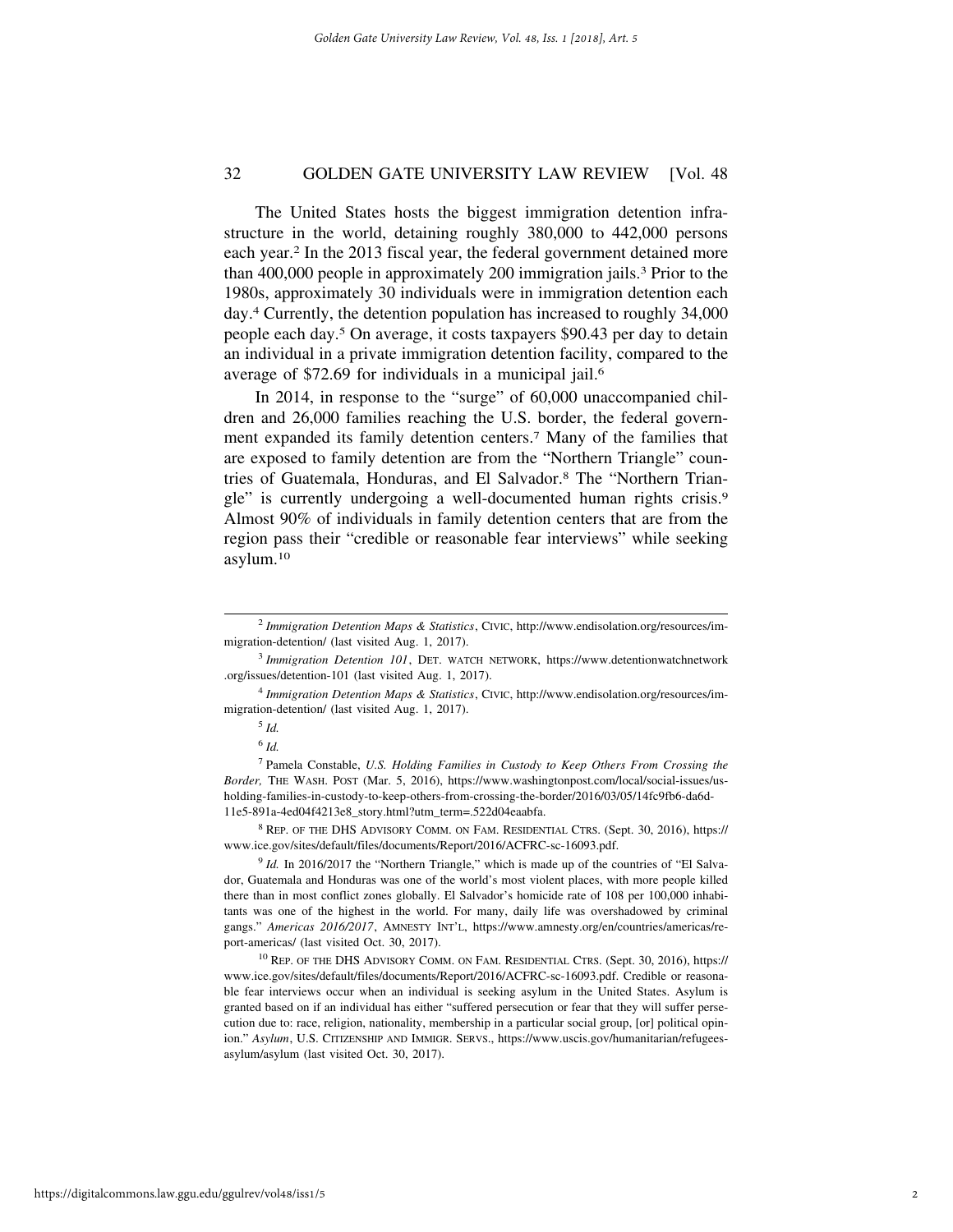The United States hosts the biggest immigration detention infrastructure in the world, detaining roughly 380,000 to 442,000 persons each year.[2] In the 2013 fiscal year, the federal government detained more than 400,000 people in approximately 200 immigration jails.[3] Prior to the 1980s, approximately 30 individuals were in immigration detention each day.[4] Currently, the detention population has increased to roughly 34,000 people each day.[5] On average, it costs taxpayers $90.43 per day to detain an individual in a private immigration detention facility, compared to the average of $72.69 for individuals in a municipal jail.[6]

In 2014, in response to the "surge" of 60,000 unaccompanied children and 26,000 families reaching the U.S. border, the federal government expanded its family detention centers.[7] Many of the families that are exposed to family detention are from the "Northern Triangle" countries of Guatemala, Honduras, and El Salvador.[8] The "Northern Triangle" is currently undergoing a well-documented human rights crisis.[9] Almost 90% of individuals in family detention centers that are from the region pass their "credible or reasonable fear interviews" while seeking asylum.[10]

---

[2] *Immigration Detention Maps & Statistics*, CIVIC, http://www.endisolation.org/resources/immigration-detention/ (last visited Aug. 1, 2017).

[3] *Immigration Detention 101*, DET. WATCH NETWORK, https://www.detentionwatchnetwork.org/issues/detention-101 (last visited Aug. 1, 2017).

[4] *Immigration Detention Maps & Statistics*, CIVIC, http://www.endisolation.org/resources/immigration-detention/ (last visited Aug. 1, 2017).

[5] *Id.*

[6] *Id.*

[7] Pamela Constable, *U.S. Holding Families in Custody to Keep Others From Crossing the Border,* THE WASH. POST (Mar. 5, 2016), https://www.washingtonpost.com/local/social-issues/us-holding-families-in-custody-to-keep-others-from-crossing-the-border/2016/03/05/14fc9fb6-da6d-11e5-891a-4ed04f4213e8_story.html?utm_term=.522d04eaabfa.

[8] REP. OF THE DHS ADVISORY COMM. ON FAM. RESIDENTIAL CTRS. (Sept. 30, 2016), https://www.ice.gov/sites/default/files/documents/Report/2016/ACFRC-sc-16093.pdf.

[9] *Id.* In 2016/2017 the "Northern Triangle," which is made up of the countries of "El Salvador, Guatemala and Honduras was one of the world's most violent places, with more people killed there than in most conflict zones globally. El Salvador's homicide rate of 108 per 100,000 inhabitants was one of the highest in the world. For many, daily life was overshadowed by criminal gangs." *Americas 2016/2017*, AMNESTY INT'L, https://www.amnesty.org/en/countries/americas/report-americas/ (last visited Oct. 30, 2017).

[10] REP. OF THE DHS ADVISORY COMM. ON FAM. RESIDENTIAL CTRS. (Sept. 30, 2016), https://www.ice.gov/sites/default/files/documents/Report/2016/ACFRC-sc-16093.pdf. Credible or reasonable fear interviews occur when an individual is seeking asylum in the United States. Asylum is granted based on if an individual has either "suffered persecution or fear that they will suffer persecution due to: race, religion, nationality, membership in a particular social group, [or] political opinion." *Asylum*, U.S. CITIZENSHIP AND IMMIGR. SERVS., https://www.uscis.gov/humanitarian/refugees-asylum/asylum (last visited Oct. 30, 2017).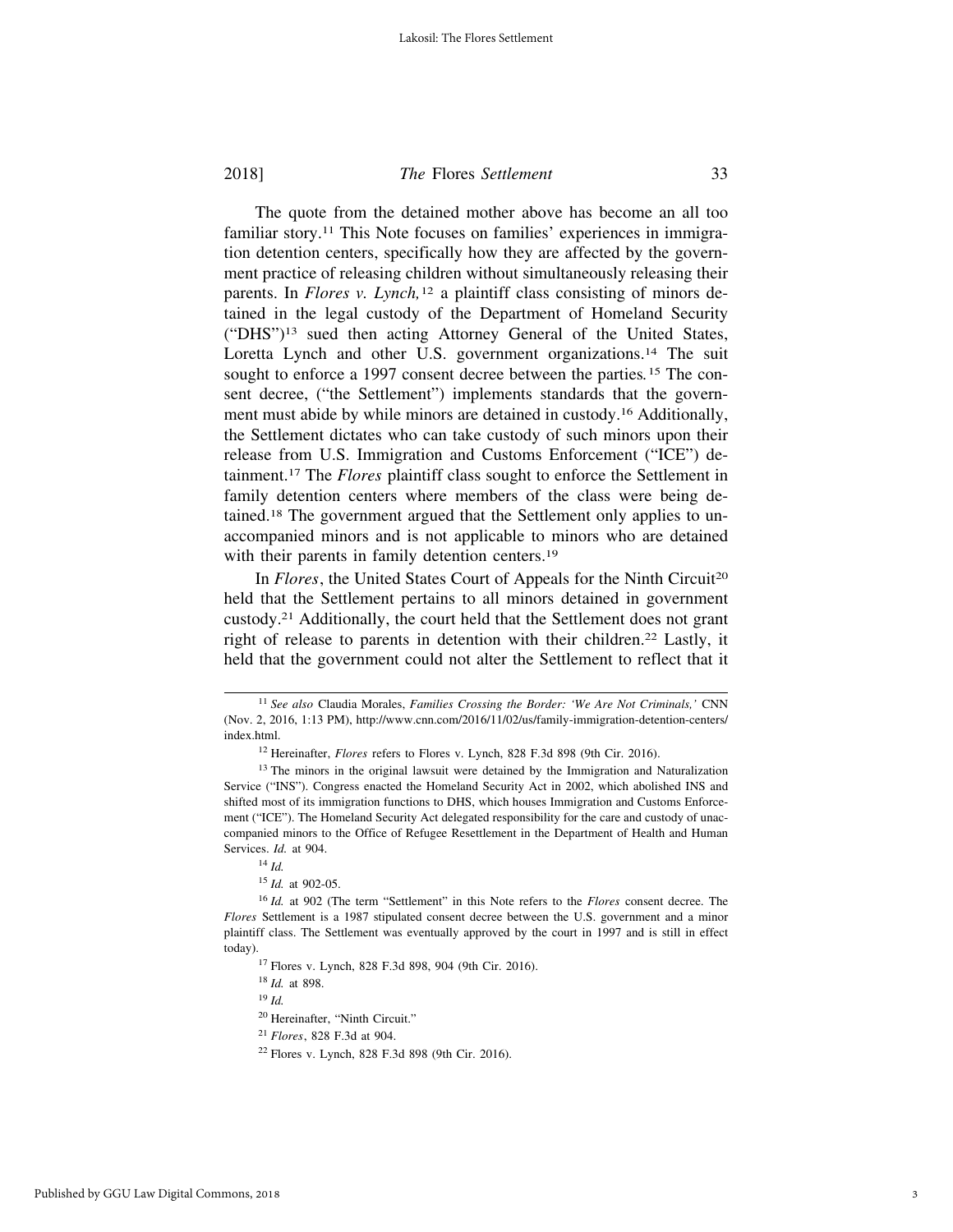The quote from the detained mother above has become an all too familiar story.[11] This Note focuses on families' experiences in immigration detention centers, specifically how they are affected by the government practice of releasing children without simultaneously releasing their parents. In *Flores v. Lynch,*[12] a plaintiff class consisting of minors detained in the legal custody of the Department of Homeland Security ("DHS")[13] sued then acting Attorney General of the United States, Loretta Lynch and other U.S. government organizations.[14] The suit sought to enforce a 1997 consent decree between the parties.[15] The consent decree, ("the Settlement") implements standards that the government must abide by while minors are detained in custody.[16] Additionally, the Settlement dictates who can take custody of such minors upon their release from U.S. Immigration and Customs Enforcement ("ICE") detainment.[17] The *Flores* plaintiff class sought to enforce the Settlement in family detention centers where members of the class were being detained.[18] The government argued that the Settlement only applies to unaccompanied minors and is not applicable to minors who are detained with their parents in family detention centers.[19]

In *Flores*, the United States Court of Appeals for the Ninth Circuit[20] held that the Settlement pertains to all minors detained in government custody.[21] Additionally, the court held that the Settlement does not grant right of release to parents in detention with their children.[22] Lastly, it held that the government could not alter the Settlement to reflect that it

---

[11] *See also* Claudia Morales, *Families Crossing the Border: 'We Are Not Criminals,'* CNN (Nov. 2, 2016, 1:13 PM), http://www.cnn.com/2016/11/02/us/family-immigration-detention-centers/index.html.

[12] Hereinafter, *Flores* refers to Flores v. Lynch, 828 F.3d 898 (9th Cir. 2016).

[13] The minors in the original lawsuit were detained by the Immigration and Naturalization Service ("INS"). Congress enacted the Homeland Security Act in 2002, which abolished INS and shifted most of its immigration functions to DHS, which houses Immigration and Customs Enforcement ("ICE"). The Homeland Security Act delegated responsibility for the care and custody of unaccompanied minors to the Office of Refugee Resettlement in the Department of Health and Human Services. *Id.* at 904.

[14] *Id.*

[15] *Id.* at 902-05.

[16] *Id.* at 902 (The term "Settlement" in this Note refers to the *Flores* consent decree. The *Flores* Settlement is a 1987 stipulated consent decree between the U.S. government and a minor plaintiff class. The Settlement was eventually approved by the court in 1997 and is still in effect today).

[17] Flores v. Lynch, 828 F.3d 898, 904 (9th Cir. 2016).

[18] *Id.* at 898.

[19] *Id.*

[20] Hereinafter, "Ninth Circuit."

[21] *Flores*, 828 F.3d at 904.

[22] Flores v. Lynch, 828 F.3d 898 (9th Cir. 2016).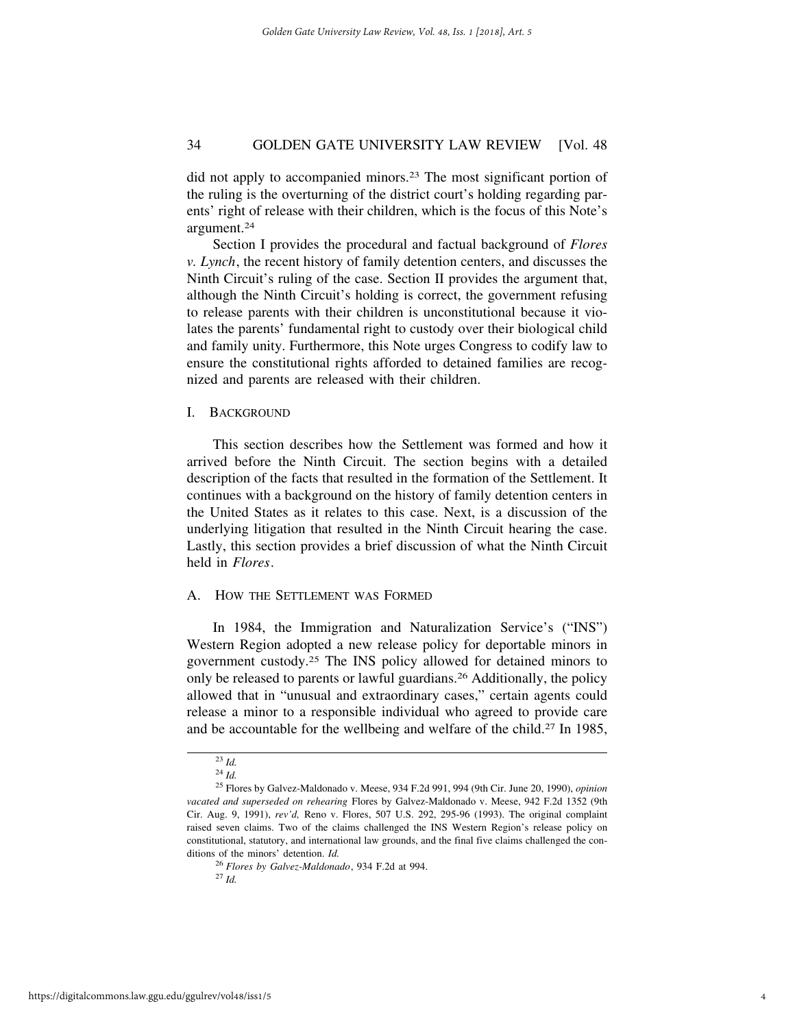did not apply to accompanied minors.[23] The most significant portion of the ruling is the overturning of the district court's holding regarding parents' right of release with their children, which is the focus of this Note's argument.[24]

Section I provides the procedural and factual background of *Flores v. Lynch*, the recent history of family detention centers, and discusses the Ninth Circuit's ruling of the case. Section II provides the argument that, although the Ninth Circuit's holding is correct, the government refusing to release parents with their children is unconstitutional because it violates the parents' fundamental right to custody over their biological child and family unity. Furthermore, this Note urges Congress to codify law to ensure the constitutional rights afforded to detained families are recognized and parents are released with their children.

## I. Background

This section describes how the Settlement was formed and how it arrived before the Ninth Circuit. The section begins with a detailed description of the facts that resulted in the formation of the Settlement. It continues with a background on the history of family detention centers in the United States as it relates to this case. Next, is a discussion of the underlying litigation that resulted in the Ninth Circuit hearing the case. Lastly, this section provides a brief discussion of what the Ninth Circuit held in *Flores*.

### A. How the Settlement was Formed

In 1984, the Immigration and Naturalization Service's ("INS") Western Region adopted a new release policy for deportable minors in government custody.[25] The INS policy allowed for detained minors to only be released to parents or lawful guardians.[26] Additionally, the policy allowed that in "unusual and extraordinary cases," certain agents could release a minor to a responsible individual who agreed to provide care and be accountable for the wellbeing and welfare of the child.[27] In 1985,

---

[23] *Id.*

[24] *Id.*

[25] Flores by Galvez-Maldonado v. Meese, 934 F.2d 991, 994 (9th Cir. June 20, 1990), *opinion vacated and superseded on rehearing* Flores by Galvez-Maldonado v. Meese, 942 F.2d 1352 (9th Cir. Aug. 9, 1991), *rev'd,* Reno v. Flores, 507 U.S. 292, 295-96 (1993). The original complaint raised seven claims. Two of the claims challenged the INS Western Region's release policy on constitutional, statutory, and international law grounds, and the final five claims challenged the conditions of the minors' detention. *Id.*

[26] *Flores by Galvez-Maldonado*, 934 F.2d at 994.

[27] *Id.*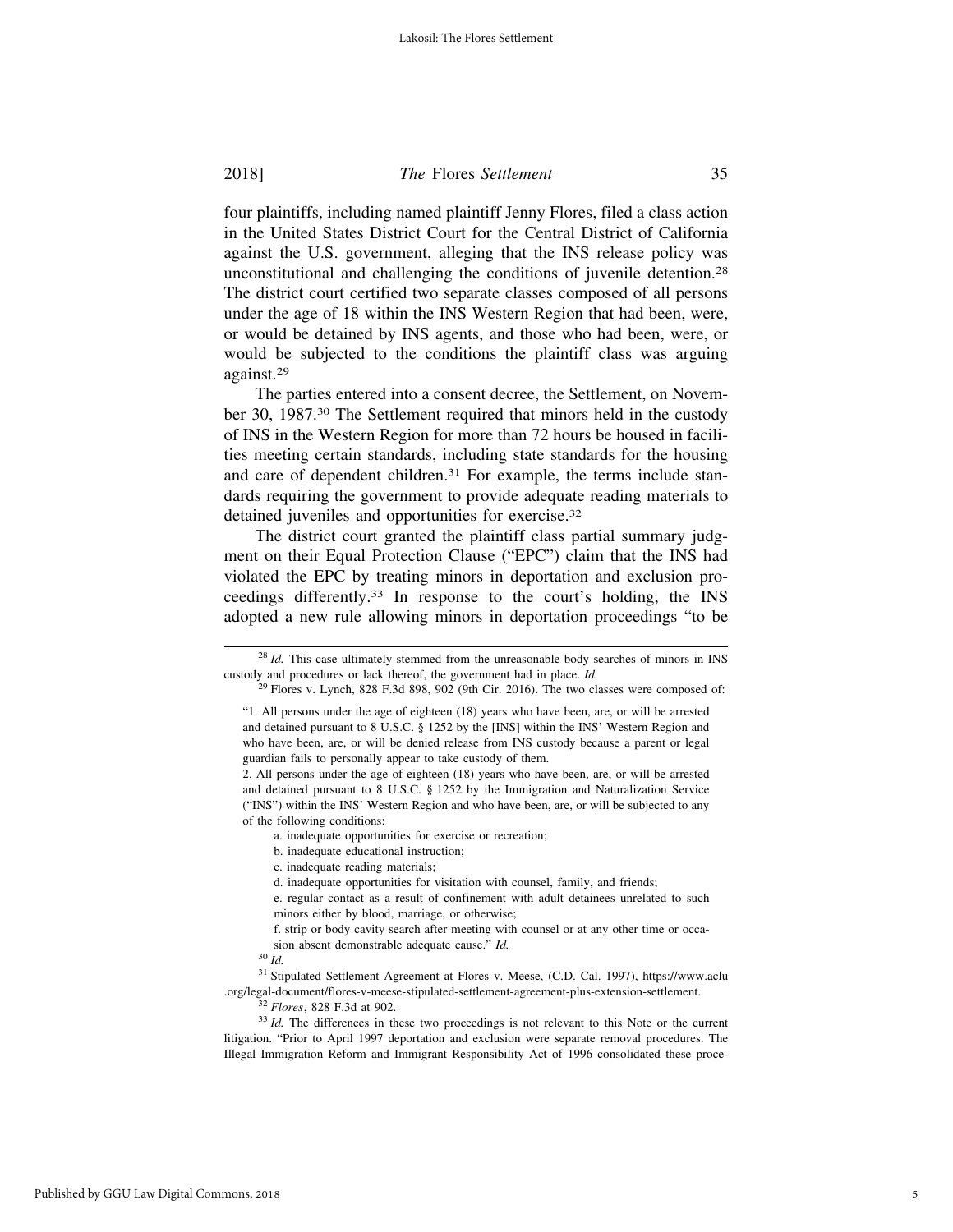four plaintiffs, including named plaintiff Jenny Flores, filed a class action in the United States District Court for the Central District of California against the U.S. government, alleging that the INS release policy was unconstitutional and challenging the conditions of juvenile detention.[28] The district court certified two separate classes composed of all persons under the age of 18 within the INS Western Region that had been, were, or would be detained by INS agents, and those who had been, were, or would be subjected to the conditions the plaintiff class was arguing against.[29]

The parties entered into a consent decree, the Settlement, on November 30, 1987.[30] The Settlement required that minors held in the custody of INS in the Western Region for more than 72 hours be housed in facilities meeting certain standards, including state standards for the housing and care of dependent children.[31] For example, the terms include standards requiring the government to provide adequate reading materials to detained juveniles and opportunities for exercise.[32]

The district court granted the plaintiff class partial summary judgment on their Equal Protection Clause ("EPC") claim that the INS had violated the EPC by treating minors in deportation and exclusion proceedings differently.[33] In response to the court's holding, the INS adopted a new rule allowing minors in deportation proceedings "to be

---

[28] *Id.* This case ultimately stemmed from the unreasonable body searches of minors in INS custody and procedures or lack thereof, the government had in place. *Id.*

[29] Flores v. Lynch, 828 F.3d 898, 902 (9th Cir. 2016). The two classes were composed of:

> "1. All persons under the age of eighteen (18) years who have been, are, or will be arrested and detained pursuant to 8 U.S.C. § 1252 by the [INS] within the INS' Western Region and who have been, are, or will be denied release from INS custody because a parent or legal guardian fails to personally appear to take custody of them.
>
> 2. All persons under the age of eighteen (18) years who have been, are, or will be arrested and detained pursuant to 8 U.S.C. § 1252 by the Immigration and Naturalization Service ("INS") within the INS' Western Region and who have been, are, or will be subjected to any of the following conditions:
>
> a. inadequate opportunities for exercise or recreation;
>
> b. inadequate educational instruction;
>
> c. inadequate reading materials;
>
> d. inadequate opportunities for visitation with counsel, family, and friends;
>
> e. regular contact as a result of confinement with adult detainees unrelated to such minors either by blood, marriage, or otherwise;
>
> f. strip or body cavity search after meeting with counsel or at any other time or occasion absent demonstrable adequate cause." *Id.*

[30] *Id.*

[31] Stipulated Settlement Agreement at Flores v. Meese, (C.D. Cal. 1997), https://www.aclu.org/legal-document/flores-v-meese-stipulated-settlement-agreement-plus-extension-settlement.

[32] *Flores*, 828 F.3d at 902.

[33] *Id.* The differences in these two proceedings is not relevant to this Note or the current litigation. "Prior to April 1997 deportation and exclusion were separate removal procedures. The Illegal Immigration Reform and Immigrant Responsibility Act of 1996 consolidated these proce-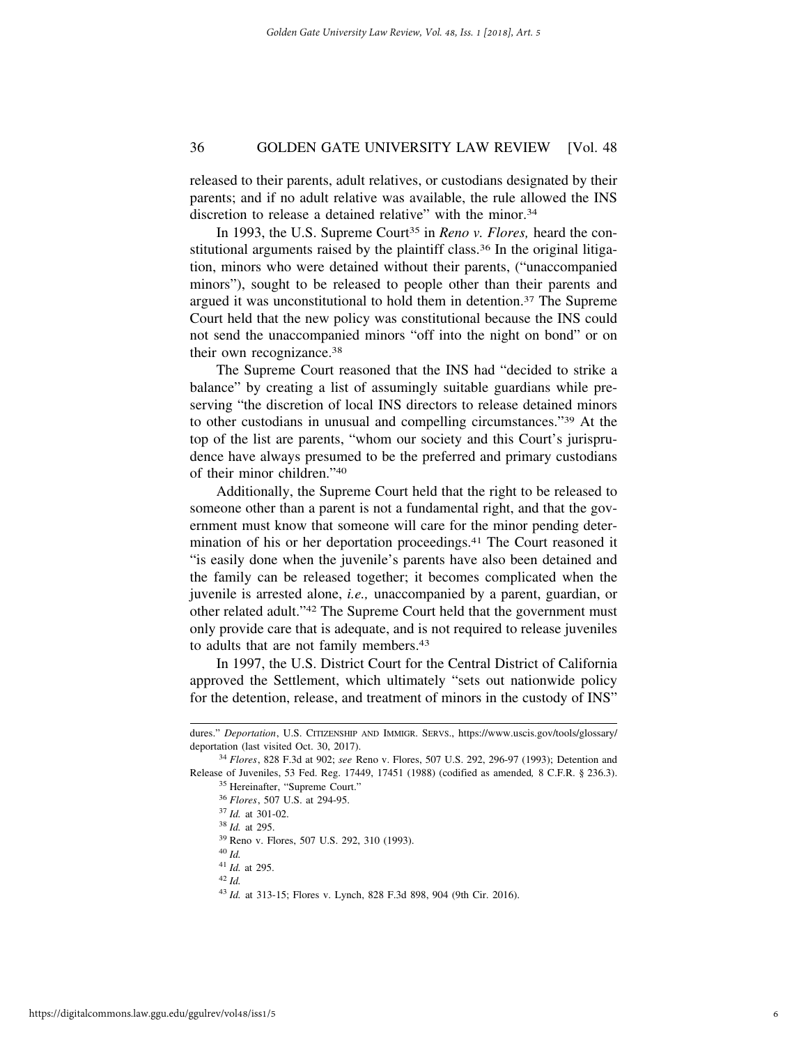released to their parents, adult relatives, or custodians designated by their parents; and if no adult relative was available, the rule allowed the INS discretion to release a detained relative" with the minor.[34]

In 1993, the U.S. Supreme Court[35] in *Reno v. Flores,* heard the constitutional arguments raised by the plaintiff class.[36] In the original litigation, minors who were detained without their parents, ("unaccompanied minors"), sought to be released to people other than their parents and argued it was unconstitutional to hold them in detention.[37] The Supreme Court held that the new policy was constitutional because the INS could not send the unaccompanied minors "off into the night on bond" or on their own recognizance.[38]

The Supreme Court reasoned that the INS had "decided to strike a balance" by creating a list of assumingly suitable guardians while preserving "the discretion of local INS directors to release detained minors to other custodians in unusual and compelling circumstances."[39] At the top of the list are parents, "whom our society and this Court's jurisprudence have always presumed to be the preferred and primary custodians of their minor children."[40]

Additionally, the Supreme Court held that the right to be released to someone other than a parent is not a fundamental right, and that the government must know that someone will care for the minor pending determination of his or her deportation proceedings.[41] The Court reasoned it "is easily done when the juvenile's parents have also been detained and the family can be released together; it becomes complicated when the juvenile is arrested alone, *i.e.,* unaccompanied by a parent, guardian, or other related adult."[42] The Supreme Court held that the government must only provide care that is adequate, and is not required to release juveniles to adults that are not family members.[43]

In 1997, the U.S. District Court for the Central District of California approved the Settlement, which ultimately "sets out nationwide policy for the detention, release, and treatment of minors in the custody of INS"

---

dures." *Deportation*, U.S. CITIZENSHIP AND IMMIGR. SERVS., https://www.uscis.gov/tools/glossary/deportation (last visited Oct. 30, 2017).

[34] *Flores*, 828 F.3d at 902; *see* Reno v. Flores, 507 U.S. 292, 296-97 (1993); Detention and Release of Juveniles, 53 Fed. Reg. 17449, 17451 (1988) (codified as amended, 8 C.F.R. § 236.3).

[35] Hereinafter, "Supreme Court."

[36] *Flores*, 507 U.S. at 294-95.

[37] *Id.* at 301-02.

[38] *Id.* at 295.

[39] Reno v. Flores, 507 U.S. 292, 310 (1993).

[40] *Id.*

[41] *Id.* at 295.

[42] *Id.*

[43] *Id.* at 313-15; Flores v. Lynch, 828 F.3d 898, 904 (9th Cir. 2016).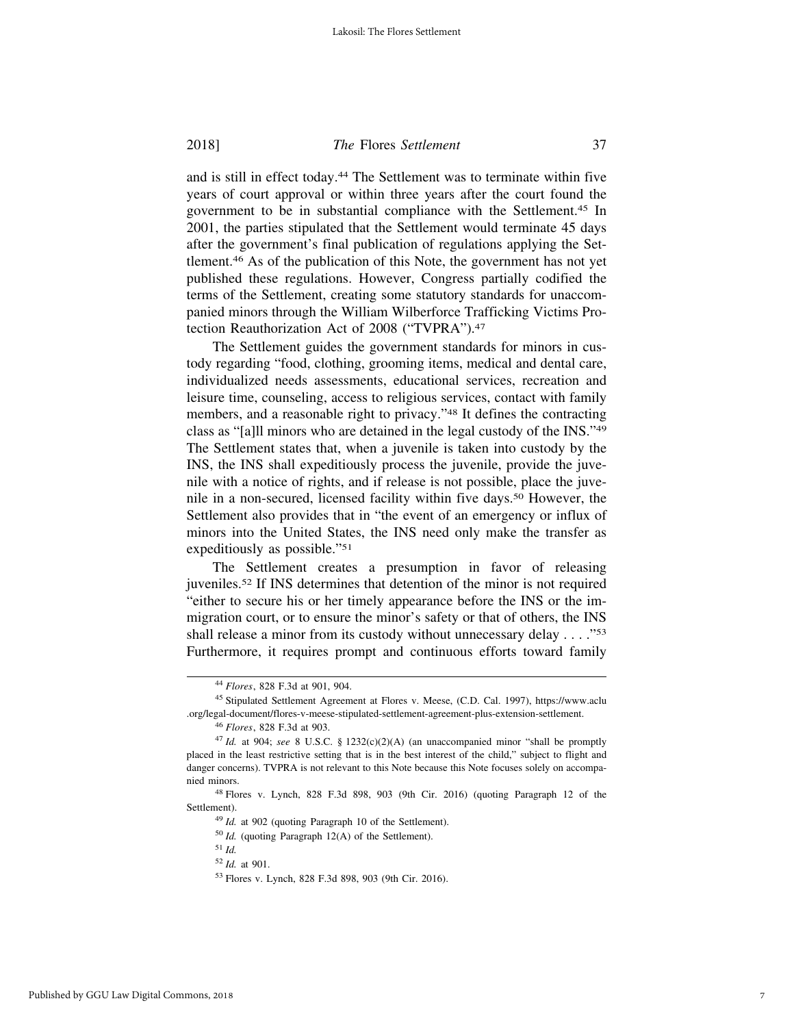and is still in effect today.[44] The Settlement was to terminate within five years of court approval or within three years after the court found the government to be in substantial compliance with the Settlement.[45] In 2001, the parties stipulated that the Settlement would terminate 45 days after the government's final publication of regulations applying the Settlement.[46] As of the publication of this Note, the government has not yet published these regulations. However, Congress partially codified the terms of the Settlement, creating some statutory standards for unaccompanied minors through the William Wilberforce Trafficking Victims Protection Reauthorization Act of 2008 ("TVPRA").[47]

The Settlement guides the government standards for minors in custody regarding "food, clothing, grooming items, medical and dental care, individualized needs assessments, educational services, recreation and leisure time, counseling, access to religious services, contact with family members, and a reasonable right to privacy."[48] It defines the contracting class as "[a]ll minors who are detained in the legal custody of the INS."[49] The Settlement states that, when a juvenile is taken into custody by the INS, the INS shall expeditiously process the juvenile, provide the juvenile with a notice of rights, and if release is not possible, place the juvenile in a non-secured, licensed facility within five days.[50] However, the Settlement also provides that in "the event of an emergency or influx of minors into the United States, the INS need only make the transfer as expeditiously as possible."[51]

The Settlement creates a presumption in favor of releasing juveniles.[52] If INS determines that detention of the minor is not required "either to secure his or her timely appearance before the INS or the immigration court, or to ensure the minor's safety or that of others, the INS shall release a minor from its custody without unnecessary delay . . . ."[53] Furthermore, it requires prompt and continuous efforts toward family

---

[44] *Flores*, 828 F.3d at 901, 904.

[45] Stipulated Settlement Agreement at Flores v. Meese, (C.D. Cal. 1997), https://www.aclu.org/legal-document/flores-v-meese-stipulated-settlement-agreement-plus-extension-settlement.

[46] *Flores*, 828 F.3d at 903.

[47] *Id.* at 904; *see* 8 U.S.C. § 1232(c)(2)(A) (an unaccompanied minor "shall be promptly placed in the least restrictive setting that is in the best interest of the child," subject to flight and danger concerns). TVPRA is not relevant to this Note because this Note focuses solely on accompanied minors.

[48] Flores v. Lynch, 828 F.3d 898, 903 (9th Cir. 2016) (quoting Paragraph 12 of the Settlement).

[49] *Id.* at 902 (quoting Paragraph 10 of the Settlement).

[50] *Id.* (quoting Paragraph 12(A) of the Settlement).

[51] *Id.*

[52] *Id.* at 901.

[53] Flores v. Lynch, 828 F.3d 898, 903 (9th Cir. 2016).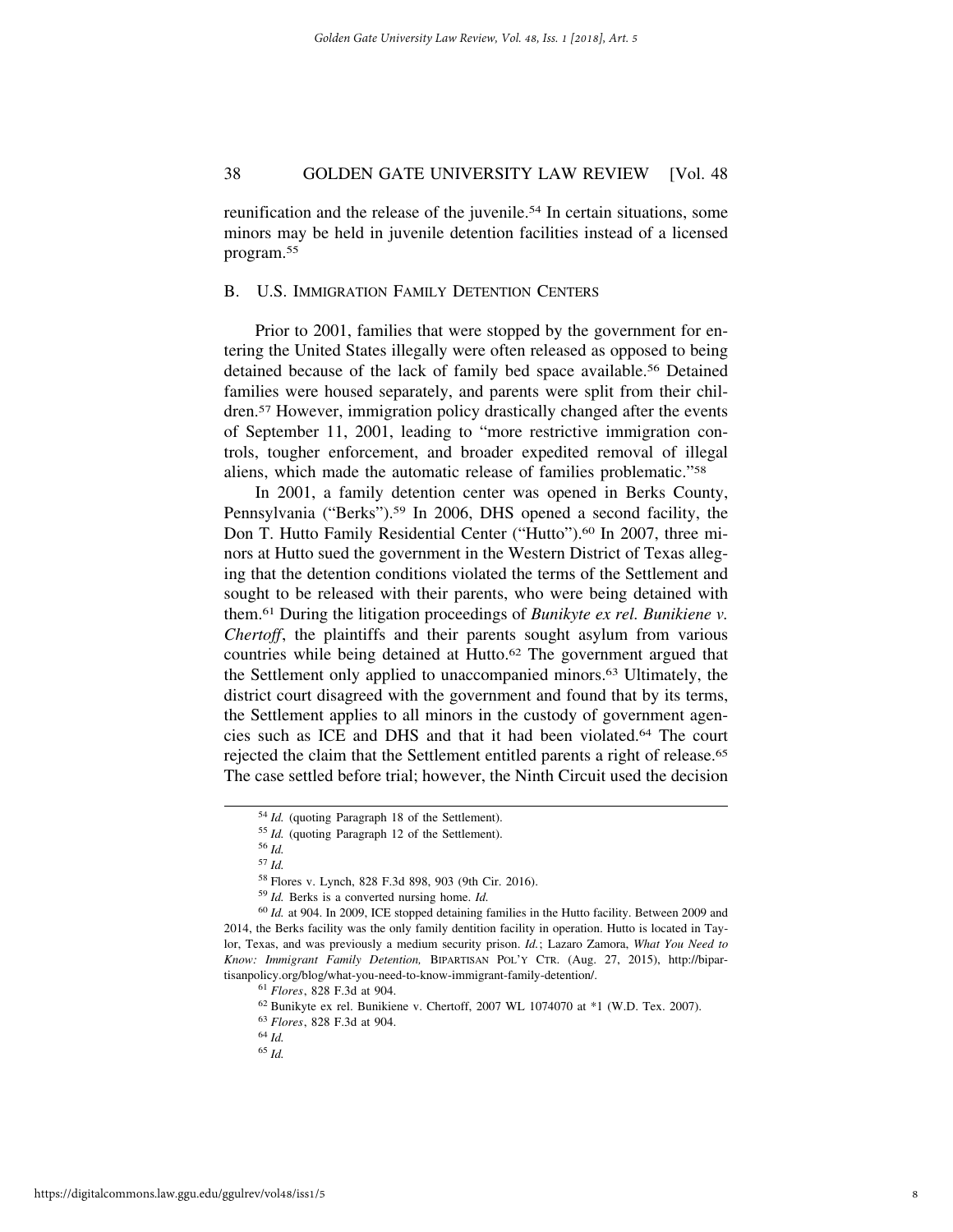reunification and the release of the juvenile.[54] In certain situations, some minors may be held in juvenile detention facilities instead of a licensed program.[55]

## B. U.S. Immigration Family Detention Centers

Prior to 2001, families that were stopped by the government for entering the United States illegally were often released as opposed to being detained because of the lack of family bed space available.[56] Detained families were housed separately, and parents were split from their children.[57] However, immigration policy drastically changed after the events of September 11, 2001, leading to "more restrictive immigration controls, tougher enforcement, and broader expedited removal of illegal aliens, which made the automatic release of families problematic."[58]

In 2001, a family detention center was opened in Berks County, Pennsylvania ("Berks").[59] In 2006, DHS opened a second facility, the Don T. Hutto Family Residential Center ("Hutto").[60] In 2007, three minors at Hutto sued the government in the Western District of Texas alleging that the detention conditions violated the terms of the Settlement and sought to be released with their parents, who were being detained with them.[61] During the litigation proceedings of *Bunikyte ex rel. Bunikiene v. Chertoff*, the plaintiffs and their parents sought asylum from various countries while being detained at Hutto.[62] The government argued that the Settlement only applied to unaccompanied minors.[63] Ultimately, the district court disagreed with the government and found that by its terms, the Settlement applies to all minors in the custody of government agencies such as ICE and DHS and that it had been violated.[64] The court rejected the claim that the Settlement entitled parents a right of release.[65] The case settled before trial; however, the Ninth Circuit used the decision

---

[54] *Id.* (quoting Paragraph 18 of the Settlement).

[55] *Id.* (quoting Paragraph 12 of the Settlement).

[56] *Id.*

[57] *Id.*

[58] Flores v. Lynch, 828 F.3d 898, 903 (9th Cir. 2016).

[59] *Id.* Berks is a converted nursing home. *Id.*

[60] *Id.* at 904. In 2009, ICE stopped detaining families in the Hutto facility. Between 2009 and 2014, the Berks facility was the only family dentition facility in operation. Hutto is located in Taylor, Texas, and was previously a medium security prison. *Id.*; Lazaro Zamora, *What You Need to Know: Immigrant Family Detention,* Bipartisan Pol'y Ctr. (Aug. 27, 2015), http://bipartisanpolicy.org/blog/what-you-need-to-know-immigrant-family-detention/.

[61] *Flores*, 828 F.3d at 904.

[62] Bunikyte ex rel. Bunikiene v. Chertoff, 2007 WL 1074070 at *1 (W.D. Tex. 2007).

[63] *Flores*, 828 F.3d at 904.

[64] *Id.*

[65] *Id.*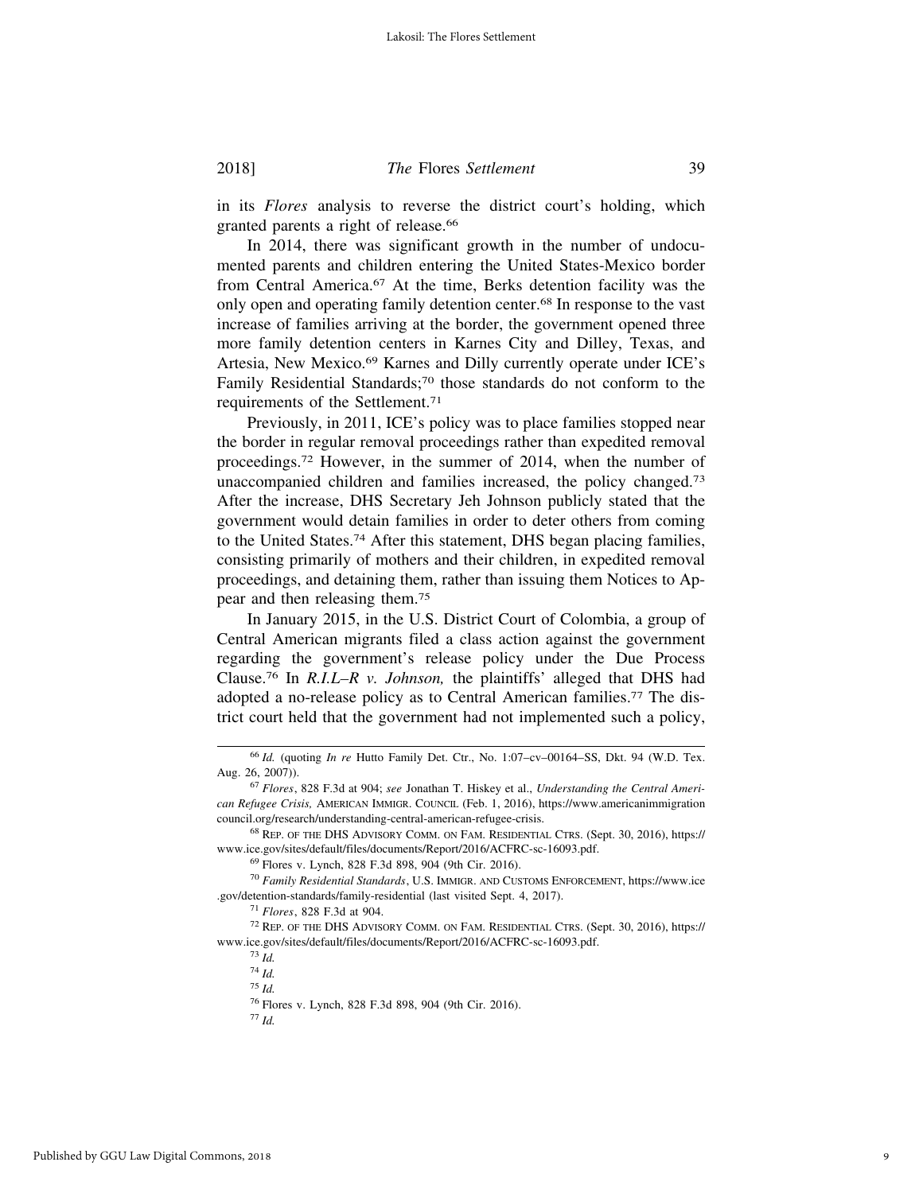in its *Flores* analysis to reverse the district court's holding, which granted parents a right of release.[66]

In 2014, there was significant growth in the number of undocumented parents and children entering the United States-Mexico border from Central America.[67] At the time, Berks detention facility was the only open and operating family detention center.[68] In response to the vast increase of families arriving at the border, the government opened three more family detention centers in Karnes City and Dilley, Texas, and Artesia, New Mexico.[69] Karnes and Dilly currently operate under ICE's Family Residential Standards;[70] those standards do not conform to the requirements of the Settlement.[71]

Previously, in 2011, ICE's policy was to place families stopped near the border in regular removal proceedings rather than expedited removal proceedings.[72] However, in the summer of 2014, when the number of unaccompanied children and families increased, the policy changed.[73] After the increase, DHS Secretary Jeh Johnson publicly stated that the government would detain families in order to deter others from coming to the United States.[74] After this statement, DHS began placing families, consisting primarily of mothers and their children, in expedited removal proceedings, and detaining them, rather than issuing them Notices to Appear and then releasing them.[75]

In January 2015, in the U.S. District Court of Colombia, a group of Central American migrants filed a class action against the government regarding the government's release policy under the Due Process Clause.[76] In *R.I.L–R v. Johnson,* the plaintiffs' alleged that DHS had adopted a no-release policy as to Central American families.[77] The district court held that the government had not implemented such a policy,

---

[66] *Id.* (quoting *In re* Hutto Family Det. Ctr., No. 1:07–cv–00164–SS, Dkt. 94 (W.D. Tex. Aug. 26, 2007)).

[67] *Flores*, 828 F.3d at 904; *see* Jonathan T. Hiskey et al., *Understanding the Central American Refugee Crisis,* AMERICAN IMMIGR. COUNCIL (Feb. 1, 2016), https://www.americanimmigrationcouncil.org/research/understanding-central-american-refugee-crisis.

[68] REP. OF THE DHS ADVISORY COMM. ON FAM. RESIDENTIAL CTRS. (Sept. 30, 2016), https://www.ice.gov/sites/default/files/documents/Report/2016/ACFRC-sc-16093.pdf.

[69] Flores v. Lynch, 828 F.3d 898, 904 (9th Cir. 2016).

[70] *Family Residential Standards*, U.S. IMMIGR. AND CUSTOMS ENFORCEMENT, https://www.ice.gov/detention-standards/family-residential (last visited Sept. 4, 2017).

[71] *Flores*, 828 F.3d at 904.

[72] REP. OF THE DHS ADVISORY COMM. ON FAM. RESIDENTIAL CTRS. (Sept. 30, 2016), https://www.ice.gov/sites/default/files/documents/Report/2016/ACFRC-sc-16093.pdf.

[73] *Id.*

[74] *Id.*

[75] *Id.*

[76] Flores v. Lynch, 828 F.3d 898, 904 (9th Cir. 2016).

[77] *Id.*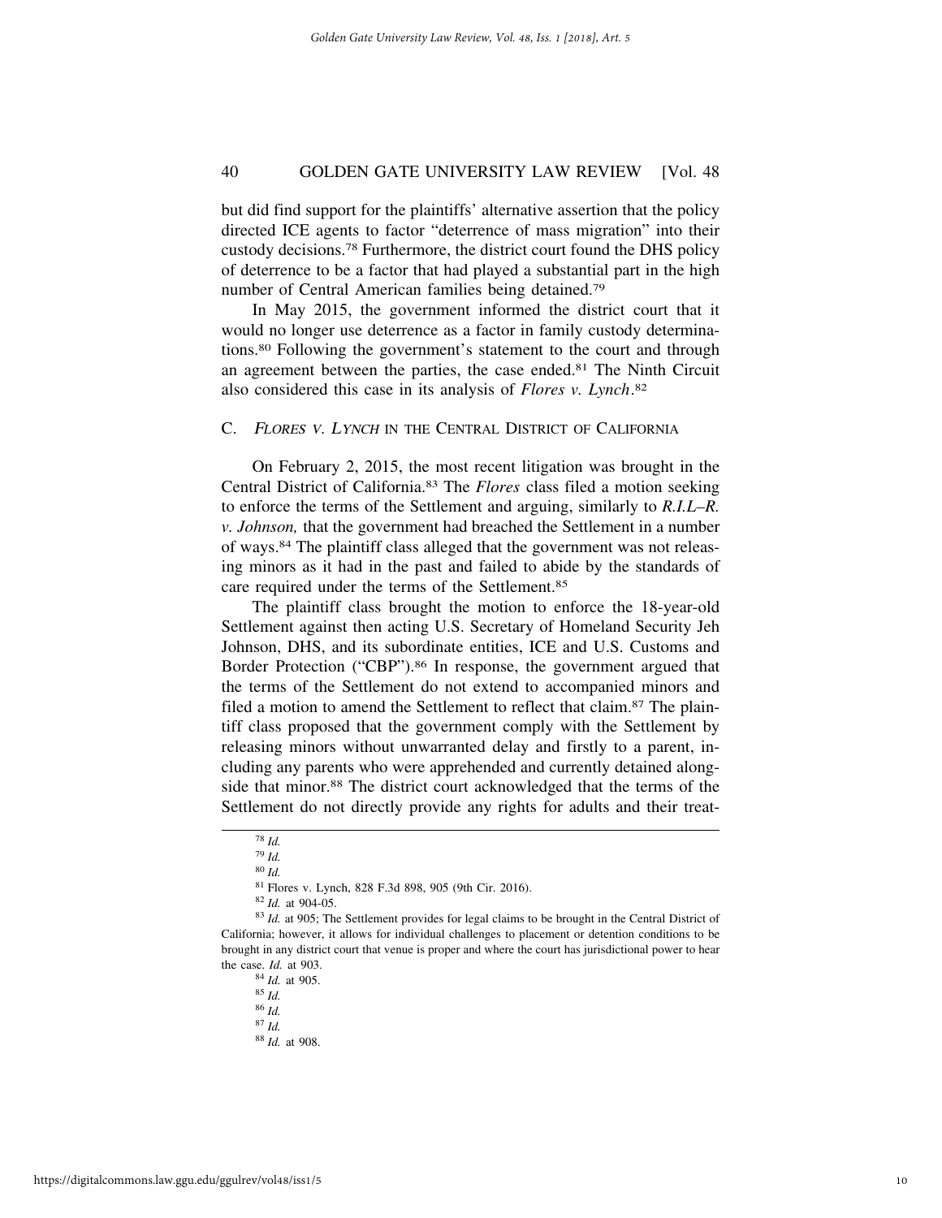but did find support for the plaintiffs' alternative assertion that the policy directed ICE agents to factor "deterrence of mass migration" into their custody decisions.[78] Furthermore, the district court found the DHS policy of deterrence to be a factor that had played a substantial part in the high number of Central American families being detained.[79]

In May 2015, the government informed the district court that it would no longer use deterrence as a factor in family custody determinations.[80] Following the government's statement to the court and through an agreement between the parties, the case ended.[81] The Ninth Circuit also considered this case in its analysis of *Flores v. Lynch*.[82]

### C. *Flores v. Lynch* in the Central District of California

On February 2, 2015, the most recent litigation was brought in the Central District of California.[83] The *Flores* class filed a motion seeking to enforce the terms of the Settlement and arguing, similarly to *R.I.L–R. v. Johnson,* that the government had breached the Settlement in a number of ways.[84] The plaintiff class alleged that the government was not releasing minors as it had in the past and failed to abide by the standards of care required under the terms of the Settlement.[85]

The plaintiff class brought the motion to enforce the 18-year-old Settlement against then acting U.S. Secretary of Homeland Security Jeh Johnson, DHS, and its subordinate entities, ICE and U.S. Customs and Border Protection ("CBP").[86] In response, the government argued that the terms of the Settlement do not extend to accompanied minors and filed a motion to amend the Settlement to reflect that claim.[87] The plaintiff class proposed that the government comply with the Settlement by releasing minors without unwarranted delay and firstly to a parent, including any parents who were apprehended and currently detained alongside that minor.[88] The district court acknowledged that the terms of the Settlement do not directly provide any rights for adults and their treat-

---

[78] *Id.*

[79] *Id.*

[80] *Id.*

[81] Flores v. Lynch, 828 F.3d 898, 905 (9th Cir. 2016).

[82] *Id.* at 904-05.

[83] *Id.* at 905; The Settlement provides for legal claims to be brought in the Central District of California; however, it allows for individual challenges to placement or detention conditions to be brought in any district court that venue is proper and where the court has jurisdictional power to hear the case. *Id.* at 903.

[84] *Id.* at 905.

[85] *Id.*

[86] *Id.*

[87] *Id.*

[88] *Id.* at 908.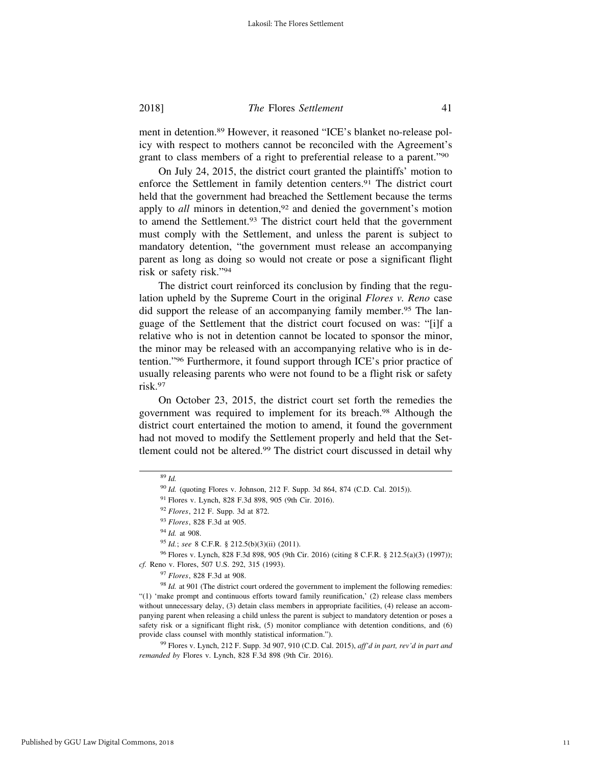ment in detention.[89] However, it reasoned "ICE's blanket no-release policy with respect to mothers cannot be reconciled with the Agreement's grant to class members of a right to preferential release to a parent."[90]

On July 24, 2015, the district court granted the plaintiffs' motion to enforce the Settlement in family detention centers.[91] The district court held that the government had breached the Settlement because the terms apply to *all* minors in detention,[92] and denied the government's motion to amend the Settlement.[93] The district court held that the government must comply with the Settlement, and unless the parent is subject to mandatory detention, "the government must release an accompanying parent as long as doing so would not create or pose a significant flight risk or safety risk."[94]

The district court reinforced its conclusion by finding that the regulation upheld by the Supreme Court in the original *Flores v. Reno* case did support the release of an accompanying family member.[95] The language of the Settlement that the district court focused on was: "[i]f a relative who is not in detention cannot be located to sponsor the minor, the minor may be released with an accompanying relative who is in detention."[96] Furthermore, it found support through ICE's prior practice of usually releasing parents who were not found to be a flight risk or safety risk.[97]

On October 23, 2015, the district court set forth the remedies the government was required to implement for its breach.[98] Although the district court entertained the motion to amend, it found the government had not moved to modify the Settlement properly and held that the Settlement could not be altered.[99] The district court discussed in detail why

---

[89] *Id.*

[90] *Id.* (quoting Flores v. Johnson, 212 F. Supp. 3d 864, 874 (C.D. Cal. 2015)).

[91] Flores v. Lynch, 828 F.3d 898, 905 (9th Cir. 2016).

[92] *Flores*, 212 F. Supp. 3d at 872.

[93] *Flores*, 828 F.3d at 905.

[94] *Id.* at 908.

[95] *Id.*; *see* 8 C.F.R. § 212.5(b)(3)(ii) (2011).

[96] Flores v. Lynch, 828 F.3d 898, 905 (9th Cir. 2016) (citing 8 C.F.R. § 212.5(a)(3) (1997)); *cf.* Reno v. Flores, 507 U.S. 292, 315 (1993).

[97] *Flores*, 828 F.3d at 908.

[98] *Id.* at 901 (The district court ordered the government to implement the following remedies: "(1) 'make prompt and continuous efforts toward family reunification,' (2) release class members without unnecessary delay, (3) detain class members in appropriate facilities, (4) release an accompanying parent when releasing a child unless the parent is subject to mandatory detention or poses a safety risk or a significant flight risk, (5) monitor compliance with detention conditions, and (6) provide class counsel with monthly statistical information.").

[99] Flores v. Lynch, 212 F. Supp. 3d 907, 910 (C.D. Cal. 2015), *aff'd in part, rev'd in part and remanded by* Flores v. Lynch, 828 F.3d 898 (9th Cir. 2016).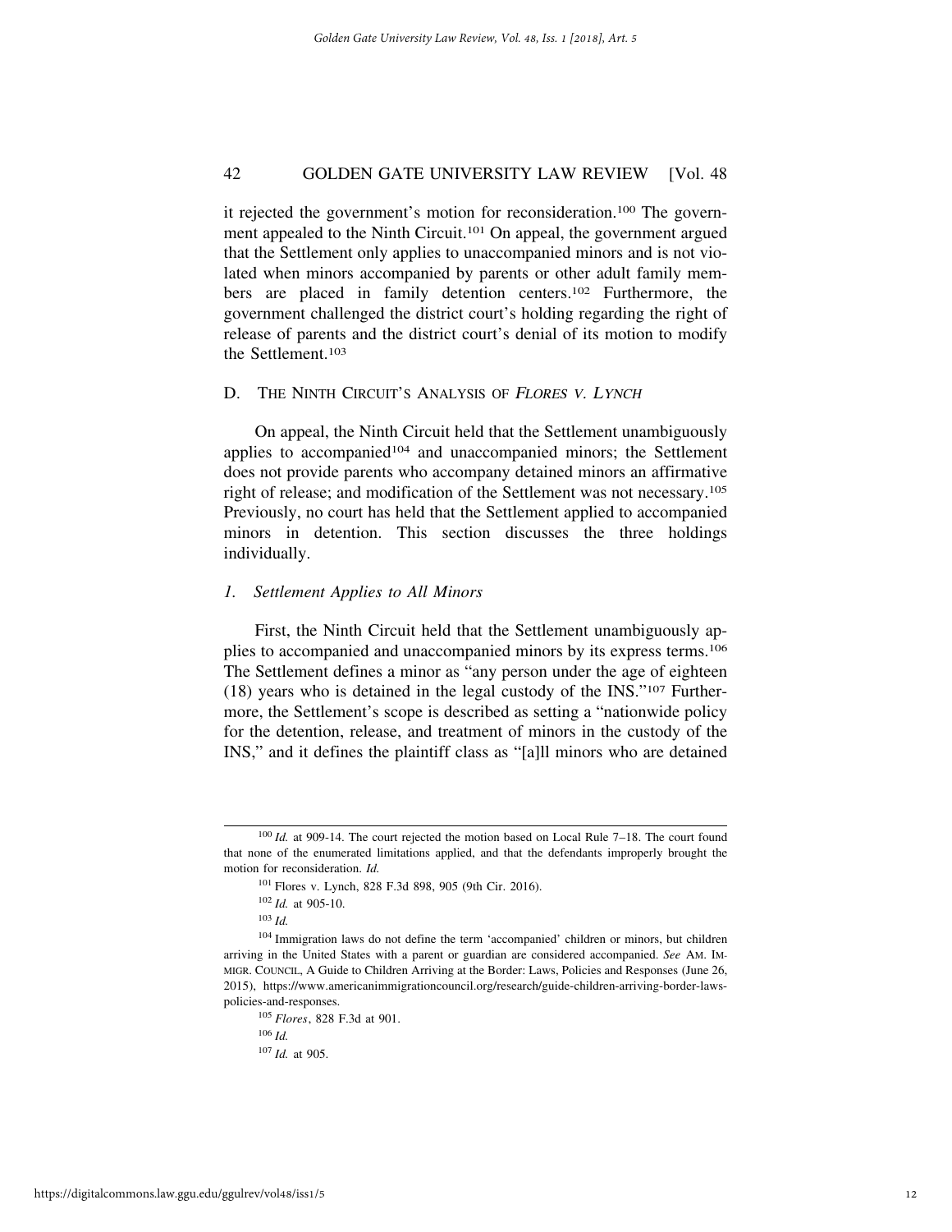it rejected the government's motion for reconsideration.[100] The government appealed to the Ninth Circuit.[101] On appeal, the government argued that the Settlement only applies to unaccompanied minors and is not violated when minors accompanied by parents or other adult family members are placed in family detention centers.[102] Furthermore, the government challenged the district court's holding regarding the right of release of parents and the district court's denial of its motion to modify the Settlement.[103]

## D. The Ninth Circuit's Analysis of *Flores v. Lynch*

On appeal, the Ninth Circuit held that the Settlement unambiguously applies to accompanied[104] and unaccompanied minors; the Settlement does not provide parents who accompany detained minors an affirmative right of release; and modification of the Settlement was not necessary.[105] Previously, no court has held that the Settlement applied to accompanied minors in detention. This section discusses the three holdings individually.

### *1. Settlement Applies to All Minors*

First, the Ninth Circuit held that the Settlement unambiguously applies to accompanied and unaccompanied minors by its express terms.[106] The Settlement defines a minor as "any person under the age of eighteen (18) years who is detained in the legal custody of the INS."[107] Furthermore, the Settlement's scope is described as setting a "nationwide policy for the detention, release, and treatment of minors in the custody of the INS," and it defines the plaintiff class as "[a]ll minors who are detained

---

[100] *Id.* at 909-14. The court rejected the motion based on Local Rule 7–18. The court found that none of the enumerated limitations applied, and that the defendants improperly brought the motion for reconsideration. *Id.*

[101] Flores v. Lynch, 828 F.3d 898, 905 (9th Cir. 2016).

[102] *Id.* at 905-10.

[103] *Id.*

[104] Immigration laws do not define the term 'accompanied' children or minors, but children arriving in the United States with a parent or guardian are considered accompanied. *See* Am. Immigr. Council, A Guide to Children Arriving at the Border: Laws, Policies and Responses (June 26, 2015), https://www.americanimmigrationcouncil.org/research/guide-children-arriving-border-laws-policies-and-responses.

[105] *Flores*, 828 F.3d at 901.

[106] *Id.*

[107] *Id.* at 905.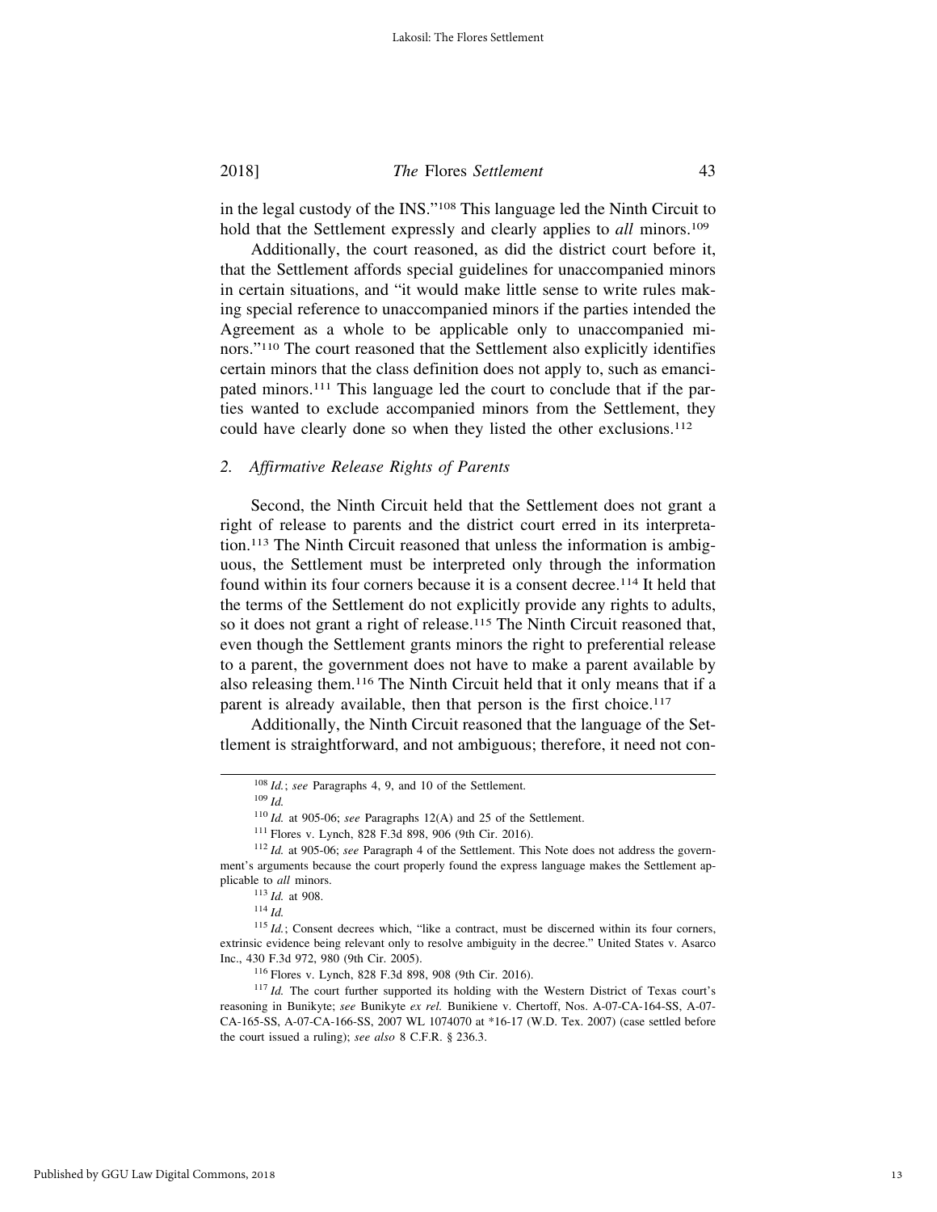in the legal custody of the INS."[108] This language led the Ninth Circuit to hold that the Settlement expressly and clearly applies to *all* minors.[109]

Additionally, the court reasoned, as did the district court before it, that the Settlement affords special guidelines for unaccompanied minors in certain situations, and "it would make little sense to write rules making special reference to unaccompanied minors if the parties intended the Agreement as a whole to be applicable only to unaccompanied minors."[110] The court reasoned that the Settlement also explicitly identifies certain minors that the class definition does not apply to, such as emancipated minors.[111] This language led the court to conclude that if the parties wanted to exclude accompanied minors from the Settlement, they could have clearly done so when they listed the other exclusions.[112]

### *2. Affirmative Release Rights of Parents*

Second, the Ninth Circuit held that the Settlement does not grant a right of release to parents and the district court erred in its interpretation.[113] The Ninth Circuit reasoned that unless the information is ambiguous, the Settlement must be interpreted only through the information found within its four corners because it is a consent decree.[114] It held that the terms of the Settlement do not explicitly provide any rights to adults, so it does not grant a right of release.[115] The Ninth Circuit reasoned that, even though the Settlement grants minors the right to preferential release to a parent, the government does not have to make a parent available by also releasing them.[116] The Ninth Circuit held that it only means that if a parent is already available, then that person is the first choice.[117]

Additionally, the Ninth Circuit reasoned that the language of the Settlement is straightforward, and not ambiguous; therefore, it need not con-

---

[108] *Id.*; *see* Paragraphs 4, 9, and 10 of the Settlement.

[109] *Id.*

[110] *Id.* at 905-06; *see* Paragraphs 12(A) and 25 of the Settlement.

[111] Flores v. Lynch, 828 F.3d 898, 906 (9th Cir. 2016).

[112] *Id.* at 905-06; *see* Paragraph 4 of the Settlement. This Note does not address the government's arguments because the court properly found the express language makes the Settlement applicable to *all* minors.

[113] *Id.* at 908.

[114] *Id.*

[115] *Id.*; Consent decrees which, "like a contract, must be discerned within its four corners, extrinsic evidence being relevant only to resolve ambiguity in the decree." United States v. Asarco Inc., 430 F.3d 972, 980 (9th Cir. 2005).

[116] Flores v. Lynch, 828 F.3d 898, 908 (9th Cir. 2016).

[117] *Id.* The court further supported its holding with the Western District of Texas court's reasoning in Bunikyte; *see* Bunikyte *ex rel.* Bunikiene v. Chertoff, Nos. A-07-CA-164-SS, A-07-CA-165-SS, A-07-CA-166-SS, 2007 WL 1074070 at *16-17 (W.D. Tex. 2007) (case settled before the court issued a ruling); *see also* 8 C.F.R. § 236.3.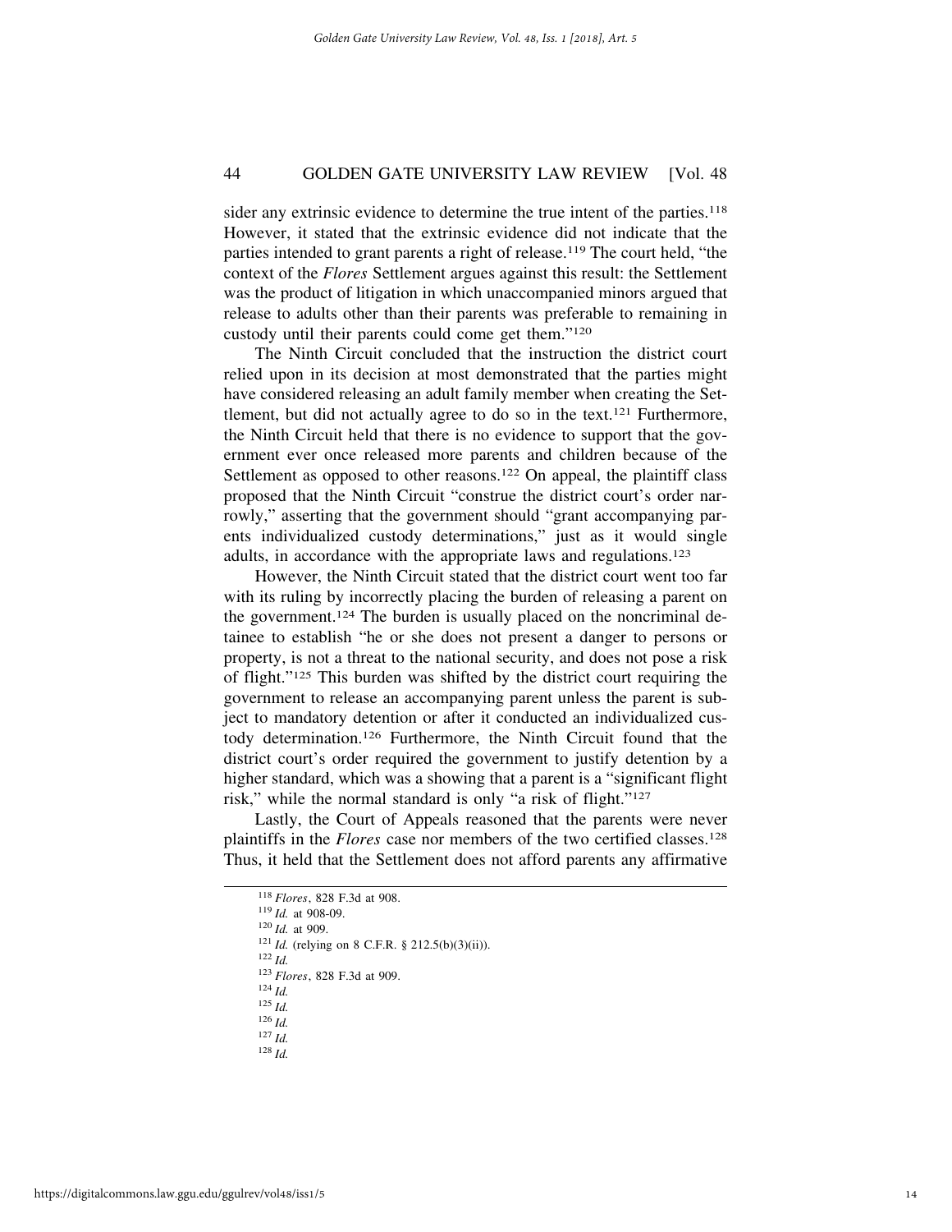sider any extrinsic evidence to determine the true intent of the parties.[118] However, it stated that the extrinsic evidence did not indicate that the parties intended to grant parents a right of release.[119] The court held, "the context of the *Flores* Settlement argues against this result: the Settlement was the product of litigation in which unaccompanied minors argued that release to adults other than their parents was preferable to remaining in custody until their parents could come get them."[120]

The Ninth Circuit concluded that the instruction the district court relied upon in its decision at most demonstrated that the parties might have considered releasing an adult family member when creating the Settlement, but did not actually agree to do so in the text.[121] Furthermore, the Ninth Circuit held that there is no evidence to support that the government ever once released more parents and children because of the Settlement as opposed to other reasons.[122] On appeal, the plaintiff class proposed that the Ninth Circuit "construe the district court's order narrowly," asserting that the government should "grant accompanying parents individualized custody determinations," just as it would single adults, in accordance with the appropriate laws and regulations.[123]

However, the Ninth Circuit stated that the district court went too far with its ruling by incorrectly placing the burden of releasing a parent on the government.[124] The burden is usually placed on the noncriminal detainee to establish "he or she does not present a danger to persons or property, is not a threat to the national security, and does not pose a risk of flight."[125] This burden was shifted by the district court requiring the government to release an accompanying parent unless the parent is subject to mandatory detention or after it conducted an individualized custody determination.[126] Furthermore, the Ninth Circuit found that the district court's order required the government to justify detention by a higher standard, which was a showing that a parent is a "significant flight risk," while the normal standard is only "a risk of flight."[127]

Lastly, the Court of Appeals reasoned that the parents were never plaintiffs in the *Flores* case nor members of the two certified classes.[128] Thus, it held that the Settlement does not afford parents any affirmative

---

[118] *Flores*, 828 F.3d at 908.

[119] *Id.* at 908-09.

[120] *Id.* at 909.

[121] *Id.* (relying on 8 C.F.R. § 212.5(b)(3)(ii)).

[122] *Id.*

[123] *Flores*, 828 F.3d at 909.

[124] *Id.*

[125] *Id.*

[126] *Id.*

[127] *Id.*

[128] *Id.*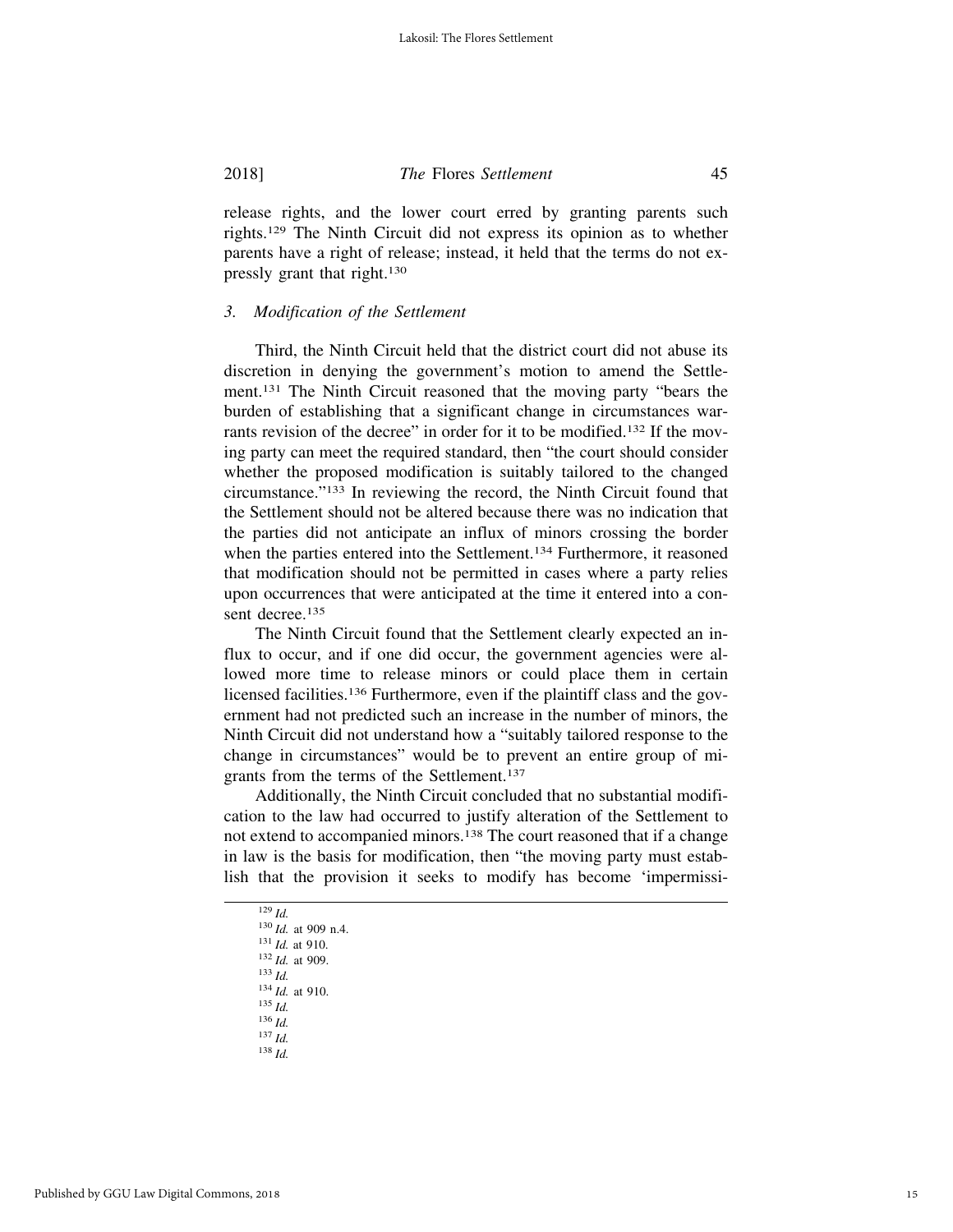release rights, and the lower court erred by granting parents such rights.[129] The Ninth Circuit did not express its opinion as to whether parents have a right of release; instead, it held that the terms do not expressly grant that right.[130]

### *3. Modification of the Settlement*

Third, the Ninth Circuit held that the district court did not abuse its discretion in denying the government's motion to amend the Settlement.[131] The Ninth Circuit reasoned that the moving party "bears the burden of establishing that a significant change in circumstances warrants revision of the decree" in order for it to be modified.[132] If the moving party can meet the required standard, then "the court should consider whether the proposed modification is suitably tailored to the changed circumstance."[133] In reviewing the record, the Ninth Circuit found that the Settlement should not be altered because there was no indication that the parties did not anticipate an influx of minors crossing the border when the parties entered into the Settlement.[134] Furthermore, it reasoned that modification should not be permitted in cases where a party relies upon occurrences that were anticipated at the time it entered into a consent decree.[135]

The Ninth Circuit found that the Settlement clearly expected an influx to occur, and if one did occur, the government agencies were allowed more time to release minors or could place them in certain licensed facilities.[136] Furthermore, even if the plaintiff class and the government had not predicted such an increase in the number of minors, the Ninth Circuit did not understand how a "suitably tailored response to the change in circumstances" would be to prevent an entire group of migrants from the terms of the Settlement.[137]

Additionally, the Ninth Circuit concluded that no substantial modification to the law had occurred to justify alteration of the Settlement to not extend to accompanied minors.[138] The court reasoned that if a change in law is the basis for modification, then "the moving party must establish that the provision it seeks to modify has become 'impermissi-

---

[129] *Id.*
[130] *Id.* at 909 n.4.
[131] *Id.* at 910.
[132] *Id.* at 909.
[133] *Id.*
[134] *Id.* at 910.
[135] *Id.*
[136] *Id.*
[137] *Id.*
[138] *Id.*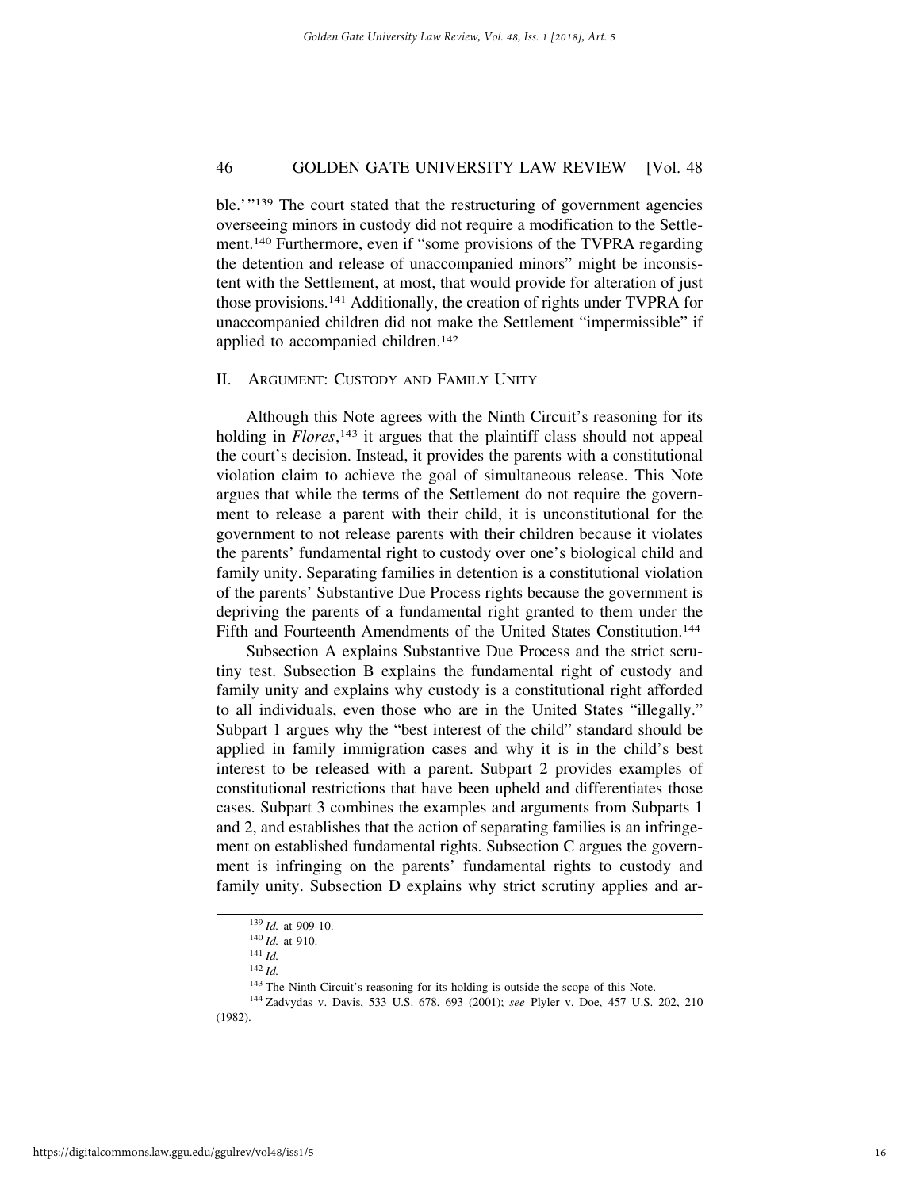ble.'"[139] The court stated that the restructuring of government agencies overseeing minors in custody did not require a modification to the Settlement.[140] Furthermore, even if "some provisions of the TVPRA regarding the detention and release of unaccompanied minors" might be inconsistent with the Settlement, at most, that would provide for alteration of just those provisions.[141] Additionally, the creation of rights under TVPRA for unaccompanied children did not make the Settlement "impermissible" if applied to accompanied children.[142]

## II. Argument: Custody and Family Unity

Although this Note agrees with the Ninth Circuit's reasoning for its holding in *Flores*,[143] it argues that the plaintiff class should not appeal the court's decision. Instead, it provides the parents with a constitutional violation claim to achieve the goal of simultaneous release. This Note argues that while the terms of the Settlement do not require the government to release a parent with their child, it is unconstitutional for the government to not release parents with their children because it violates the parents' fundamental right to custody over one's biological child and family unity. Separating families in detention is a constitutional violation of the parents' Substantive Due Process rights because the government is depriving the parents of a fundamental right granted to them under the Fifth and Fourteenth Amendments of the United States Constitution.[144]

Subsection A explains Substantive Due Process and the strict scrutiny test. Subsection B explains the fundamental right of custody and family unity and explains why custody is a constitutional right afforded to all individuals, even those who are in the United States "illegally." Subpart 1 argues why the "best interest of the child" standard should be applied in family immigration cases and why it is in the child's best interest to be released with a parent. Subpart 2 provides examples of constitutional restrictions that have been upheld and differentiates those cases. Subpart 3 combines the examples and arguments from Subparts 1 and 2, and establishes that the action of separating families is an infringement on established fundamental rights. Subsection C argues the government is infringing on the parents' fundamental rights to custody and family unity. Subsection D explains why strict scrutiny applies and ar-

---

[139] *Id.* at 909-10.

[140] *Id.* at 910.

[141] *Id.*

[142] *Id.*

[143] The Ninth Circuit's reasoning for its holding is outside the scope of this Note.

[144] Zadvydas v. Davis, 533 U.S. 678, 693 (2001); *see* Plyler v. Doe, 457 U.S. 202, 210 (1982).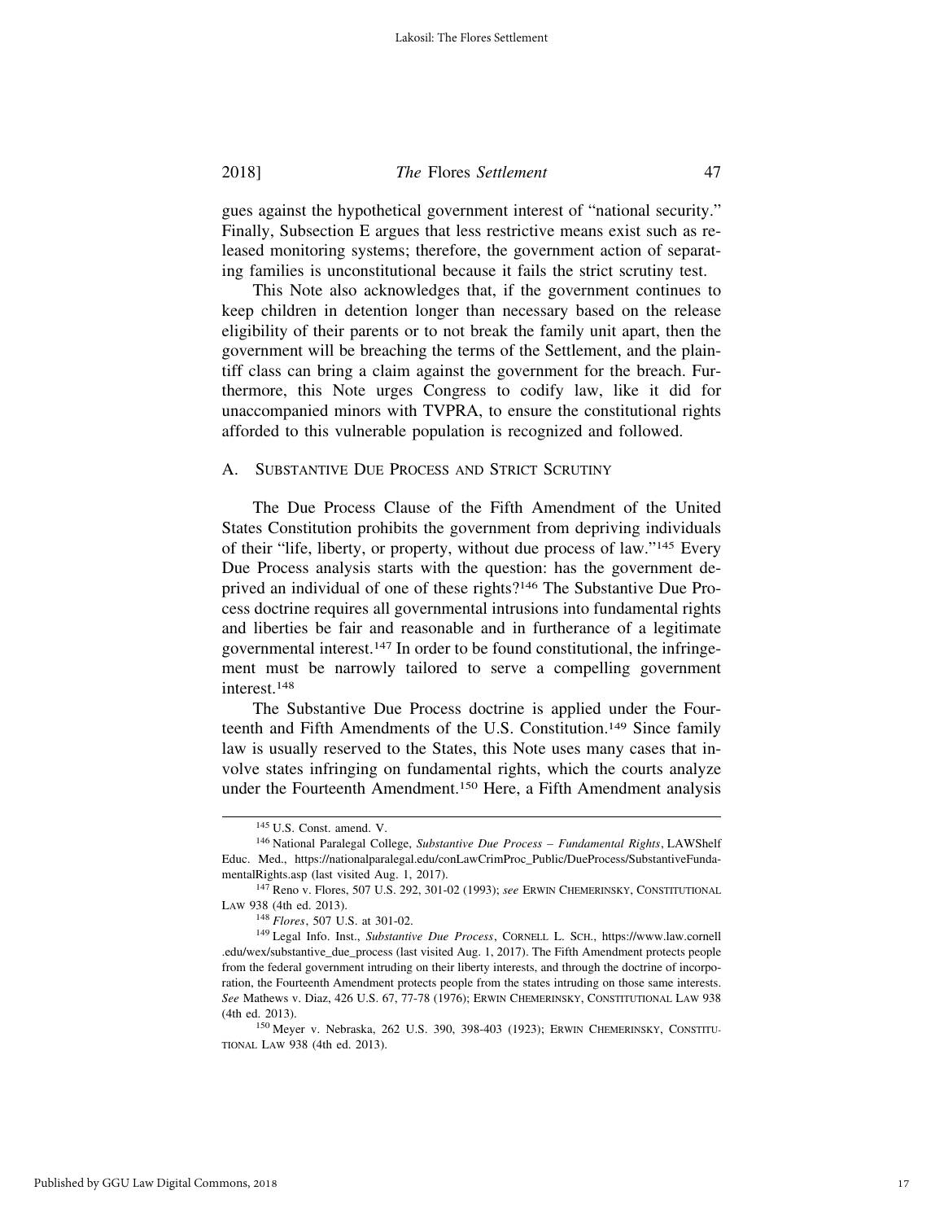gues against the hypothetical government interest of "national security." Finally, Subsection E argues that less restrictive means exist such as released monitoring systems; therefore, the government action of separating families is unconstitutional because it fails the strict scrutiny test.

This Note also acknowledges that, if the government continues to keep children in detention longer than necessary based on the release eligibility of their parents or to not break the family unit apart, then the government will be breaching the terms of the Settlement, and the plaintiff class can bring a claim against the government for the breach. Furthermore, this Note urges Congress to codify law, like it did for unaccompanied minors with TVPRA, to ensure the constitutional rights afforded to this vulnerable population is recognized and followed.

### A. Substantive Due Process and Strict Scrutiny

The Due Process Clause of the Fifth Amendment of the United States Constitution prohibits the government from depriving individuals of their "life, liberty, or property, without due process of law."[145] Every Due Process analysis starts with the question: has the government deprived an individual of one of these rights?[146] The Substantive Due Process doctrine requires all governmental intrusions into fundamental rights and liberties be fair and reasonable and in furtherance of a legitimate governmental interest.[147] In order to be found constitutional, the infringement must be narrowly tailored to serve a compelling government interest.[148]

The Substantive Due Process doctrine is applied under the Fourteenth and Fifth Amendments of the U.S. Constitution.[149] Since family law is usually reserved to the States, this Note uses many cases that involve states infringing on fundamental rights, which the courts analyze under the Fourteenth Amendment.[150] Here, a Fifth Amendment analysis

---

[145] U.S. Const. amend. V.

[146] National Paralegal College, *Substantive Due Process – Fundamental Rights*, LAWShelf Educ. Med., https://nationalparalegal.edu/conLawCrimProc_Public/DueProcess/SubstantiveFundamentalRights.asp (last visited Aug. 1, 2017).

[147] Reno v. Flores, 507 U.S. 292, 301-02 (1993); *see* Erwin Chemerinsky, Constitutional Law 938 (4th ed. 2013).

[148] *Flores*, 507 U.S. at 301-02.

[149] Legal Info. Inst., *Substantive Due Process*, Cornell L. Sch., https://www.law.cornell.edu/wex/substantive_due_process (last visited Aug. 1, 2017). The Fifth Amendment protects people from the federal government intruding on their liberty interests, and through the doctrine of incorporation, the Fourteenth Amendment protects people from the states intruding on those same interests. *See* Mathews v. Diaz, 426 U.S. 67, 77-78 (1976); Erwin Chemerinsky, Constitutional Law 938 (4th ed. 2013).

[150] Meyer v. Nebraska, 262 U.S. 390, 398-403 (1923); Erwin Chemerinsky, Constitutional Law 938 (4th ed. 2013).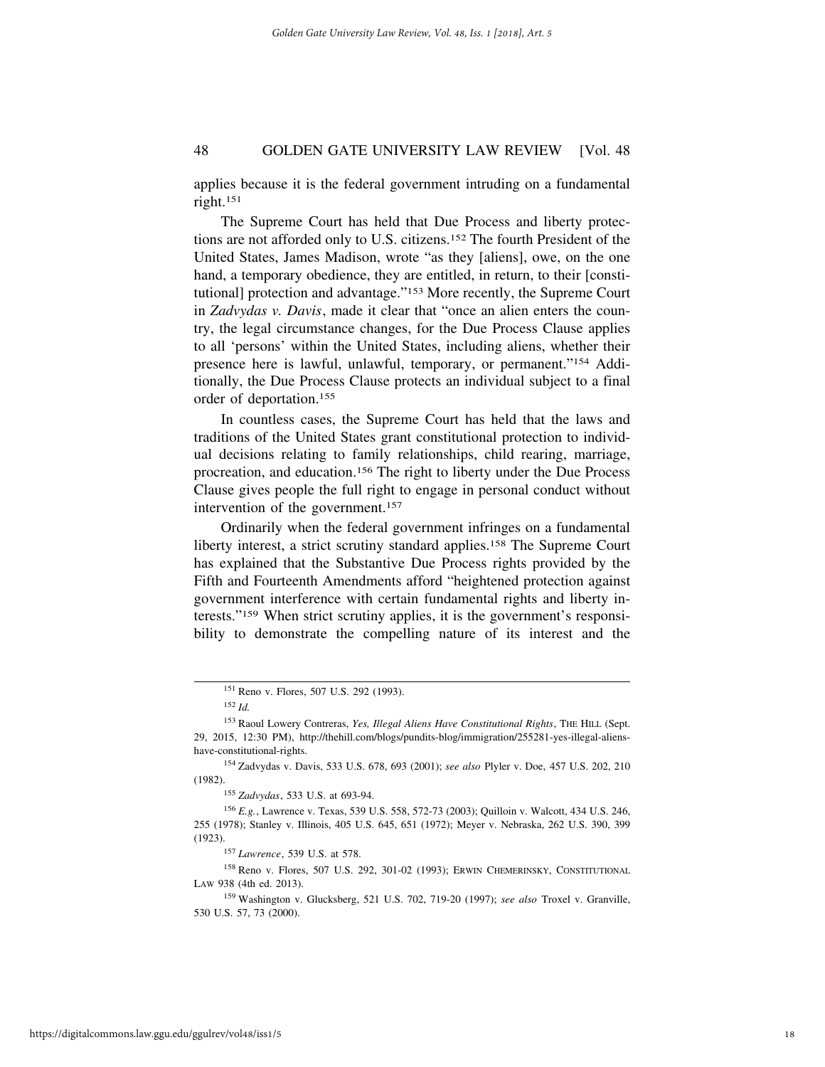applies because it is the federal government intruding on a fundamental right.[151]

The Supreme Court has held that Due Process and liberty protections are not afforded only to U.S. citizens.[152] The fourth President of the United States, James Madison, wrote "as they [aliens], owe, on the one hand, a temporary obedience, they are entitled, in return, to their [constitutional] protection and advantage."[153] More recently, the Supreme Court in *Zadvydas v. Davis*, made it clear that "once an alien enters the country, the legal circumstance changes, for the Due Process Clause applies to all 'persons' within the United States, including aliens, whether their presence here is lawful, unlawful, temporary, or permanent."[154] Additionally, the Due Process Clause protects an individual subject to a final order of deportation.[155]

In countless cases, the Supreme Court has held that the laws and traditions of the United States grant constitutional protection to individual decisions relating to family relationships, child rearing, marriage, procreation, and education.[156] The right to liberty under the Due Process Clause gives people the full right to engage in personal conduct without intervention of the government.[157]

Ordinarily when the federal government infringes on a fundamental liberty interest, a strict scrutiny standard applies.[158] The Supreme Court has explained that the Substantive Due Process rights provided by the Fifth and Fourteenth Amendments afford "heightened protection against government interference with certain fundamental rights and liberty interests."[159] When strict scrutiny applies, it is the government's responsibility to demonstrate the compelling nature of its interest and the

---

[151] Reno v. Flores, 507 U.S. 292 (1993).

[152] *Id.*

[153] Raoul Lowery Contreras, *Yes, Illegal Aliens Have Constitutional Rights*, THE HILL (Sept. 29, 2015, 12:30 PM), http://thehill.com/blogs/pundits-blog/immigration/255281-yes-illegal-aliens-have-constitutional-rights.

[154] Zadvydas v. Davis, 533 U.S. 678, 693 (2001); *see also* Plyler v. Doe, 457 U.S. 202, 210 (1982).

[155] *Zadvydas*, 533 U.S. at 693-94.

[156] *E.g.*, Lawrence v. Texas, 539 U.S. 558, 572-73 (2003); Quilloin v. Walcott, 434 U.S. 246, 255 (1978); Stanley v. Illinois, 405 U.S. 645, 651 (1972); Meyer v. Nebraska, 262 U.S. 390, 399 (1923).

[157] *Lawrence*, 539 U.S. at 578.

[158] Reno v. Flores, 507 U.S. 292, 301-02 (1993); ERWIN CHEMERINSKY, CONSTITUTIONAL LAW 938 (4th ed. 2013).

[159] Washington v. Glucksberg, 521 U.S. 702, 719-20 (1997); *see also* Troxel v. Granville, 530 U.S. 57, 73 (2000).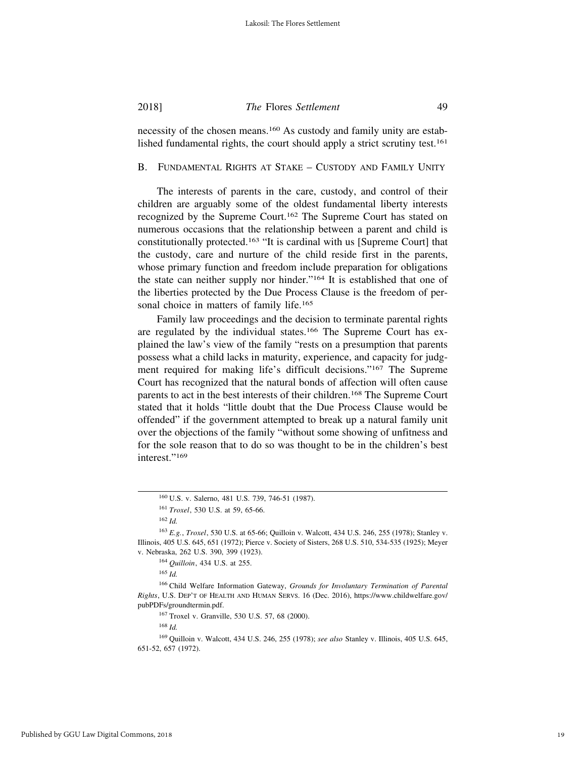necessity of the chosen means.[160] As custody and family unity are established fundamental rights, the court should apply a strict scrutiny test.[161]

## B. Fundamental Rights at Stake – Custody and Family Unity

The interests of parents in the care, custody, and control of their children are arguably some of the oldest fundamental liberty interests recognized by the Supreme Court.[162] The Supreme Court has stated on numerous occasions that the relationship between a parent and child is constitutionally protected.[163] "It is cardinal with us [Supreme Court] that the custody, care and nurture of the child reside first in the parents, whose primary function and freedom include preparation for obligations the state can neither supply nor hinder."[164] It is established that one of the liberties protected by the Due Process Clause is the freedom of personal choice in matters of family life.[165]

Family law proceedings and the decision to terminate parental rights are regulated by the individual states.[166] The Supreme Court has explained the law's view of the family "rests on a presumption that parents possess what a child lacks in maturity, experience, and capacity for judgment required for making life's difficult decisions."[167] The Supreme Court has recognized that the natural bonds of affection will often cause parents to act in the best interests of their children.[168] The Supreme Court stated that it holds "little doubt that the Due Process Clause would be offended" if the government attempted to break up a natural family unit over the objections of the family "without some showing of unfitness and for the sole reason that to do so was thought to be in the children's best interest."[169]

---

[160] U.S. v. Salerno, 481 U.S. 739, 746-51 (1987).

[161] *Troxel*, 530 U.S. at 59, 65-66.

[162] *Id.*

[163] *E.g.*, *Troxel*, 530 U.S. at 65-66; Quilloin v. Walcott, 434 U.S. 246, 255 (1978); Stanley v. Illinois, 405 U.S. 645, 651 (1972); Pierce v. Society of Sisters, 268 U.S. 510, 534-535 (1925); Meyer v. Nebraska, 262 U.S. 390, 399 (1923).

[164] *Quilloin*, 434 U.S. at 255.

[165] *Id.*

[166] Child Welfare Information Gateway, *Grounds for Involuntary Termination of Parental Rights*, U.S. Dep't of Health and Human Servs. 16 (Dec. 2016), https://www.childwelfare.gov/pubPDFs/groundtermin.pdf.

[167] Troxel v. Granville, 530 U.S. 57, 68 (2000).

[168] *Id.*

[169] Quilloin v. Walcott, 434 U.S. 246, 255 (1978); *see also* Stanley v. Illinois, 405 U.S. 645, 651-52, 657 (1972).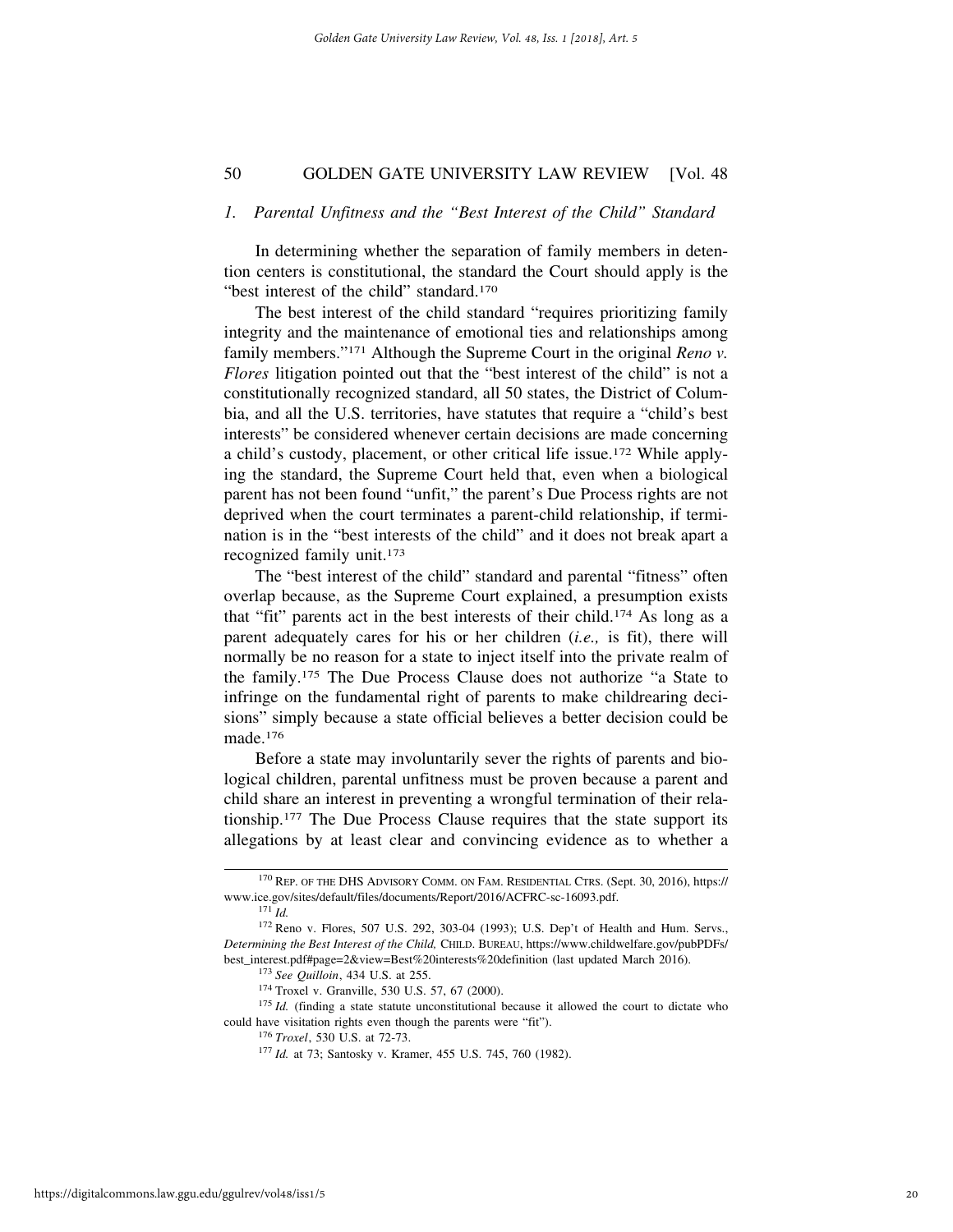### *1. Parental Unfitness and the "Best Interest of the Child" Standard*

In determining whether the separation of family members in detention centers is constitutional, the standard the Court should apply is the "best interest of the child" standard.[170]

The best interest of the child standard "requires prioritizing family integrity and the maintenance of emotional ties and relationships among family members."[171] Although the Supreme Court in the original *Reno v. Flores* litigation pointed out that the "best interest of the child" is not a constitutionally recognized standard, all 50 states, the District of Columbia, and all the U.S. territories, have statutes that require a "child's best interests" be considered whenever certain decisions are made concerning a child's custody, placement, or other critical life issue.[172] While applying the standard, the Supreme Court held that, even when a biological parent has not been found "unfit," the parent's Due Process rights are not deprived when the court terminates a parent-child relationship, if termination is in the "best interests of the child" and it does not break apart a recognized family unit.[173]

The "best interest of the child" standard and parental "fitness" often overlap because, as the Supreme Court explained, a presumption exists that "fit" parents act in the best interests of their child.[174] As long as a parent adequately cares for his or her children (*i.e.,* is fit), there will normally be no reason for a state to inject itself into the private realm of the family.[175] The Due Process Clause does not authorize "a State to infringe on the fundamental right of parents to make childrearing decisions" simply because a state official believes a better decision could be made.[176]

Before a state may involuntarily sever the rights of parents and biological children, parental unfitness must be proven because a parent and child share an interest in preventing a wrongful termination of their relationship.[177] The Due Process Clause requires that the state support its allegations by at least clear and convincing evidence as to whether a

---

[170] REP. OF THE DHS ADVISORY COMM. ON FAM. RESIDENTIAL CTRS. (Sept. 30, 2016), https://www.ice.gov/sites/default/files/documents/Report/2016/ACFRC-sc-16093.pdf.

[171] *Id.*

[172] Reno v. Flores, 507 U.S. 292, 303-04 (1993); U.S. Dep't of Health and Hum. Servs., *Determining the Best Interest of the Child,* CHILD. BUREAU, https://www.childwelfare.gov/pubPDFs/best_interest.pdf#page=2&view=Best%20interests%20definition (last updated March 2016).

[173] *See Quilloin*, 434 U.S. at 255.

[174] Troxel v. Granville, 530 U.S. 57, 67 (2000).

[175] *Id.* (finding a state statute unconstitutional because it allowed the court to dictate who could have visitation rights even though the parents were "fit").

[176] *Troxel*, 530 U.S. at 72-73.

[177] *Id.* at 73; Santosky v. Kramer, 455 U.S. 745, 760 (1982).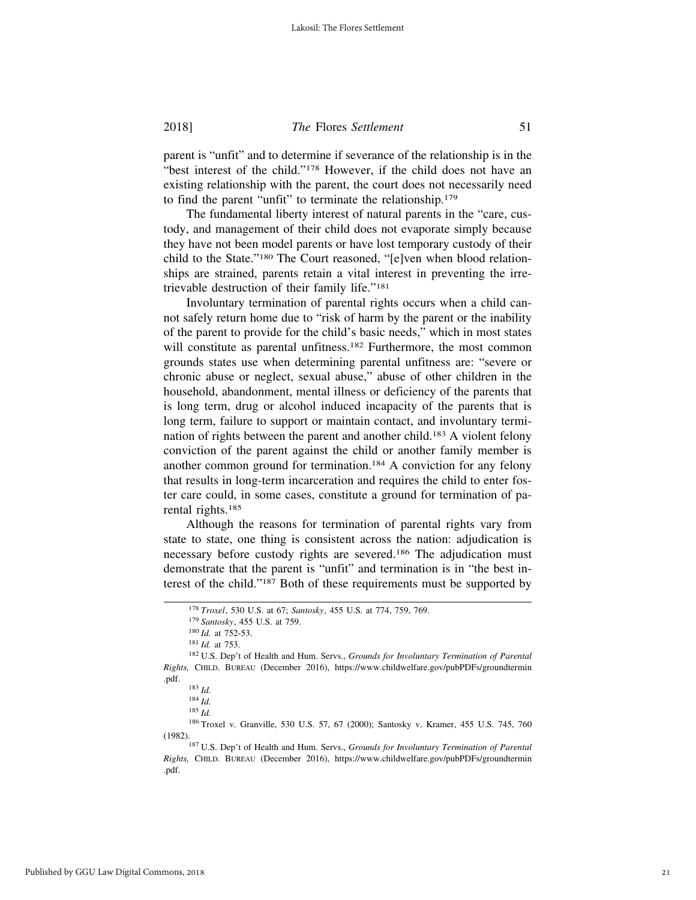parent is "unfit" and to determine if severance of the relationship is in the "best interest of the child."[178] However, if the child does not have an existing relationship with the parent, the court does not necessarily need to find the parent "unfit" to terminate the relationship.[179]

The fundamental liberty interest of natural parents in the "care, custody, and management of their child does not evaporate simply because they have not been model parents or have lost temporary custody of their child to the State."[180] The Court reasoned, "[e]ven when blood relationships are strained, parents retain a vital interest in preventing the irretrievable destruction of their family life."[181]

Involuntary termination of parental rights occurs when a child cannot safely return home due to "risk of harm by the parent or the inability of the parent to provide for the child's basic needs," which in most states will constitute as parental unfitness.[182] Furthermore, the most common grounds states use when determining parental unfitness are: "severe or chronic abuse or neglect, sexual abuse," abuse of other children in the household, abandonment, mental illness or deficiency of the parents that is long term, drug or alcohol induced incapacity of the parents that is long term, failure to support or maintain contact, and involuntary termination of rights between the parent and another child.[183] A violent felony conviction of the parent against the child or another family member is another common ground for termination.[184] A conviction for any felony that results in long-term incarceration and requires the child to enter foster care could, in some cases, constitute a ground for termination of parental rights.[185]

Although the reasons for termination of parental rights vary from state to state, one thing is consistent across the nation: adjudication is necessary before custody rights are severed.[186] The adjudication must demonstrate that the parent is "unfit" and termination is in "the best interest of the child."[187] Both of these requirements must be supported by

---

[178] *Troxel*, 530 U.S. at 67; *Santosky*, 455 U.S. at 774, 759, 769.

[179] *Santosky*, 455 U.S. at 759.

[180] *Id.* at 752-53.

[181] *Id.* at 753.

[182] U.S. Dep't of Health and Hum. Servs., *Grounds for Involuntary Termination of Parental Rights,* CHILD. BUREAU (December 2016), https://www.childwelfare.gov/pubPDFs/groundtermin.pdf.

[183] *Id.*

[184] *Id.*

[185] *Id.*

[186] Troxel v. Granville, 530 U.S. 57, 67 (2000); Santosky v. Kramer, 455 U.S. 745, 760 (1982).

[187] U.S. Dep't of Health and Hum. Servs., *Grounds for Involuntary Termination of Parental Rights,* CHILD. BUREAU (December 2016), https://www.childwelfare.gov/pubPDFs/groundtermin.pdf.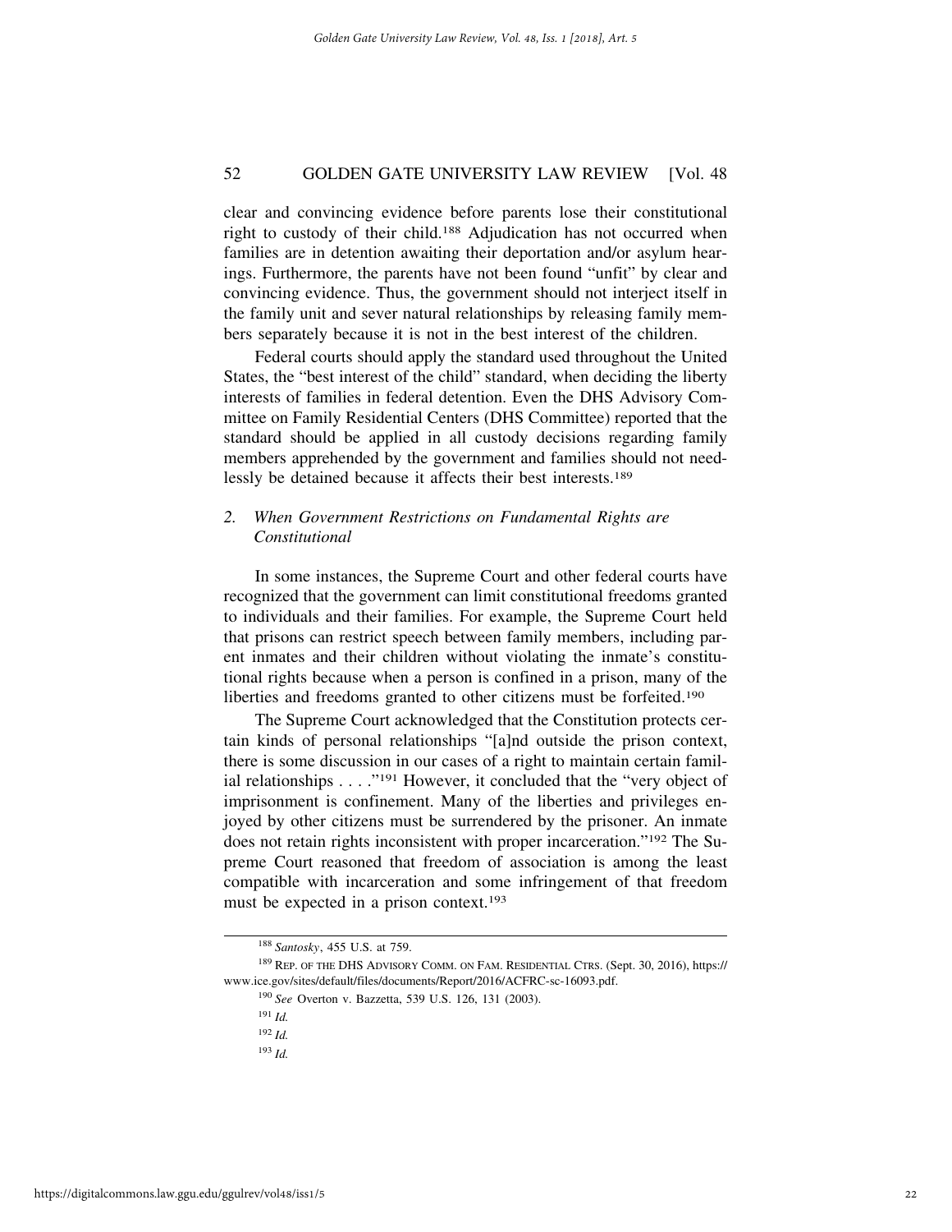clear and convincing evidence before parents lose their constitutional right to custody of their child.[188] Adjudication has not occurred when families are in detention awaiting their deportation and/or asylum hearings. Furthermore, the parents have not been found "unfit" by clear and convincing evidence. Thus, the government should not interject itself in the family unit and sever natural relationships by releasing family members separately because it is not in the best interest of the children.

Federal courts should apply the standard used throughout the United States, the "best interest of the child" standard, when deciding the liberty interests of families in federal detention. Even the DHS Advisory Committee on Family Residential Centers (DHS Committee) reported that the standard should be applied in all custody decisions regarding family members apprehended by the government and families should not needlessly be detained because it affects their best interests.[189]

### 2. *When Government Restrictions on Fundamental Rights are Constitutional*

In some instances, the Supreme Court and other federal courts have recognized that the government can limit constitutional freedoms granted to individuals and their families. For example, the Supreme Court held that prisons can restrict speech between family members, including parent inmates and their children without violating the inmate's constitutional rights because when a person is confined in a prison, many of the liberties and freedoms granted to other citizens must be forfeited.[190]

The Supreme Court acknowledged that the Constitution protects certain kinds of personal relationships "[a]nd outside the prison context, there is some discussion in our cases of a right to maintain certain familial relationships . . . ."[191] However, it concluded that the "very object of imprisonment is confinement. Many of the liberties and privileges enjoyed by other citizens must be surrendered by the prisoner. An inmate does not retain rights inconsistent with proper incarceration."[192] The Supreme Court reasoned that freedom of association is among the least compatible with incarceration and some infringement of that freedom must be expected in a prison context.[193]

---

[188] *Santosky*, 455 U.S. at 759.

[189] REP. OF THE DHS ADVISORY COMM. ON FAM. RESIDENTIAL CTRS. (Sept. 30, 2016), https://www.ice.gov/sites/default/files/documents/Report/2016/ACFRC-sc-16093.pdf.

[190] *See* Overton v. Bazzetta, 539 U.S. 126, 131 (2003).

[191] *Id.*

[192] *Id.*

[193] *Id.*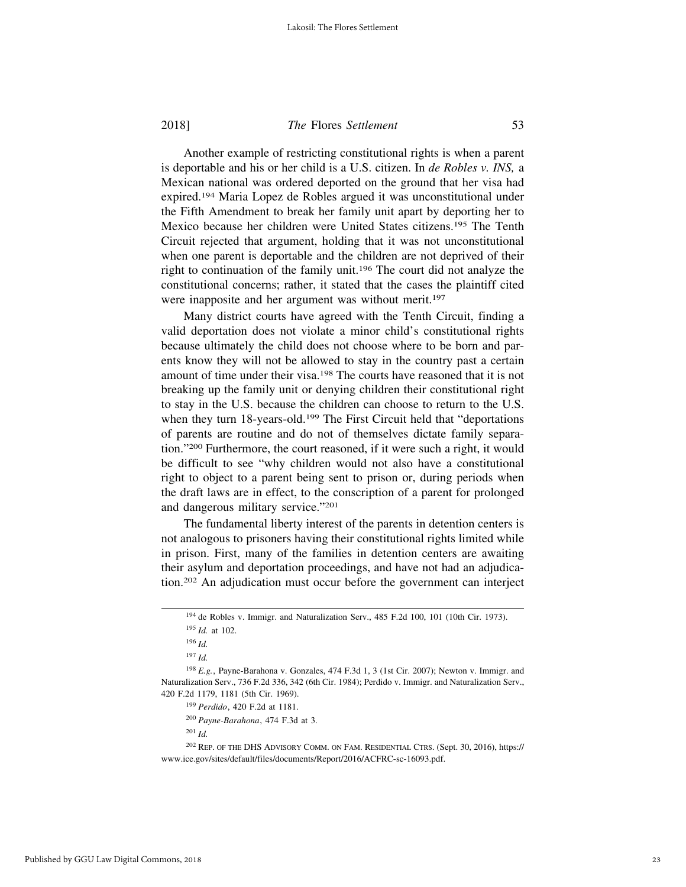Another example of restricting constitutional rights is when a parent is deportable and his or her child is a U.S. citizen. In *de Robles v. INS,* a Mexican national was ordered deported on the ground that her visa had expired.[194] Maria Lopez de Robles argued it was unconstitutional under the Fifth Amendment to break her family unit apart by deporting her to Mexico because her children were United States citizens.[195] The Tenth Circuit rejected that argument, holding that it was not unconstitutional when one parent is deportable and the children are not deprived of their right to continuation of the family unit.[196] The court did not analyze the constitutional concerns; rather, it stated that the cases the plaintiff cited were inapposite and her argument was without merit.[197]

Many district courts have agreed with the Tenth Circuit, finding a valid deportation does not violate a minor child's constitutional rights because ultimately the child does not choose where to be born and parents know they will not be allowed to stay in the country past a certain amount of time under their visa.[198] The courts have reasoned that it is not breaking up the family unit or denying children their constitutional right to stay in the U.S. because the children can choose to return to the U.S. when they turn 18-years-old.[199] The First Circuit held that "deportations of parents are routine and do not of themselves dictate family separation."[200] Furthermore, the court reasoned, if it were such a right, it would be difficult to see "why children would not also have a constitutional right to object to a parent being sent to prison or, during periods when the draft laws are in effect, to the conscription of a parent for prolonged and dangerous military service."[201]

The fundamental liberty interest of the parents in detention centers is not analogous to prisoners having their constitutional rights limited while in prison. First, many of the families in detention centers are awaiting their asylum and deportation proceedings, and have not had an adjudication.[202] An adjudication must occur before the government can interject

---

[194] de Robles v. Immigr. and Naturalization Serv., 485 F.2d 100, 101 (10th Cir. 1973).

[195] *Id.* at 102.

[196] *Id.*

[197] *Id.*

[198] *E.g.*, Payne-Barahona v. Gonzales, 474 F.3d 1, 3 (1st Cir. 2007); Newton v. Immigr. and Naturalization Serv., 736 F.2d 336, 342 (6th Cir. 1984); Perdido v. Immigr. and Naturalization Serv., 420 F.2d 1179, 1181 (5th Cir. 1969).

[199] *Perdido*, 420 F.2d at 1181.

[200] *Payne-Barahona*, 474 F.3d at 3.

[201] *Id.*

[202] REP. OF THE DHS ADVISORY COMM. ON FAM. RESIDENTIAL CTRS. (Sept. 30, 2016), https://www.ice.gov/sites/default/files/documents/Report/2016/ACFRC-sc-16093.pdf.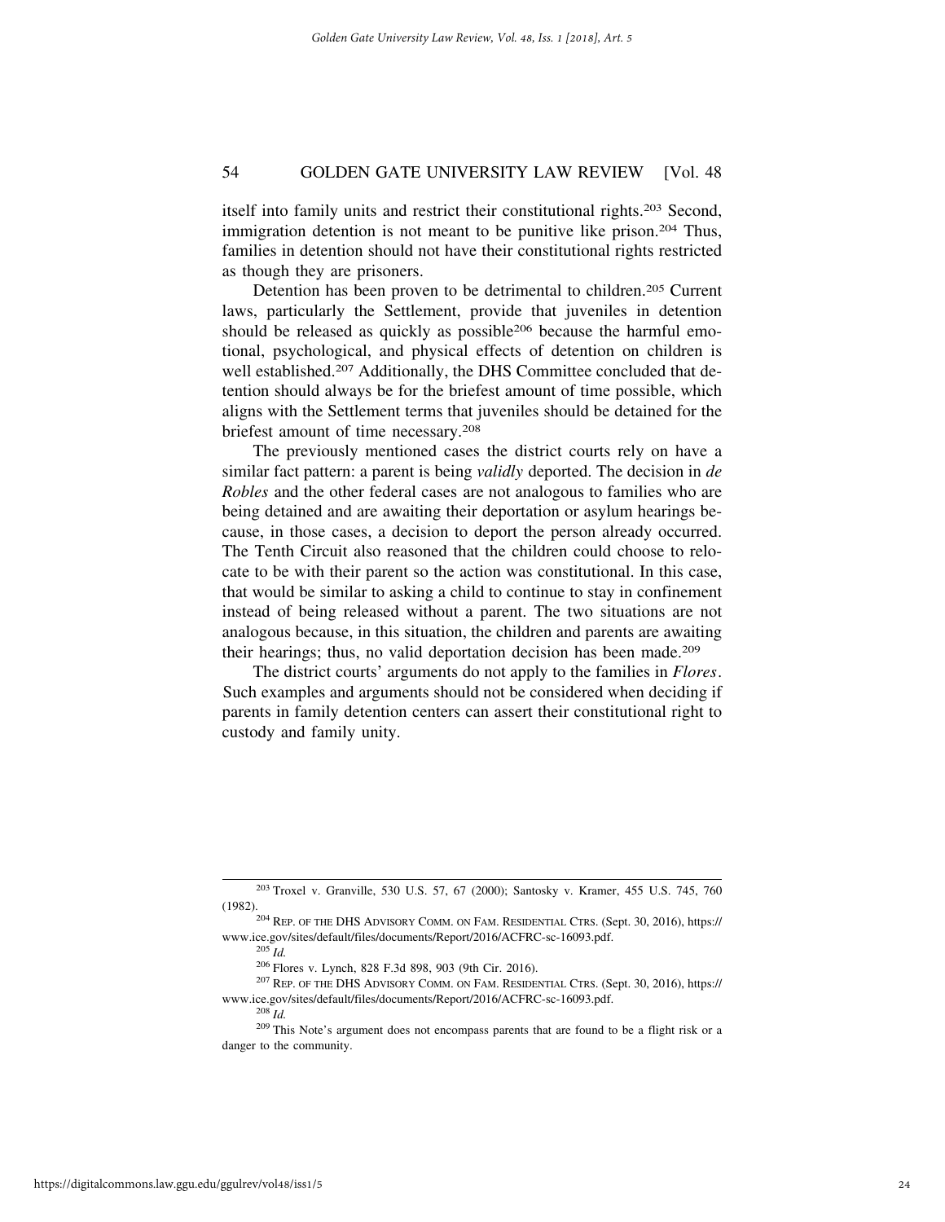itself into family units and restrict their constitutional rights.[203] Second, immigration detention is not meant to be punitive like prison.[204] Thus, families in detention should not have their constitutional rights restricted as though they are prisoners.

Detention has been proven to be detrimental to children.[205] Current laws, particularly the Settlement, provide that juveniles in detention should be released as quickly as possible[206] because the harmful emotional, psychological, and physical effects of detention on children is well established.[207] Additionally, the DHS Committee concluded that detention should always be for the briefest amount of time possible, which aligns with the Settlement terms that juveniles should be detained for the briefest amount of time necessary.[208]

The previously mentioned cases the district courts rely on have a similar fact pattern: a parent is being *validly* deported. The decision in *de Robles* and the other federal cases are not analogous to families who are being detained and are awaiting their deportation or asylum hearings because, in those cases, a decision to deport the person already occurred. The Tenth Circuit also reasoned that the children could choose to relocate to be with their parent so the action was constitutional. In this case, that would be similar to asking a child to continue to stay in confinement instead of being released without a parent. The two situations are not analogous because, in this situation, the children and parents are awaiting their hearings; thus, no valid deportation decision has been made.[209]

The district courts' arguments do not apply to the families in *Flores*. Such examples and arguments should not be considered when deciding if parents in family detention centers can assert their constitutional right to custody and family unity.

---

[203] Troxel v. Granville, 530 U.S. 57, 67 (2000); Santosky v. Kramer, 455 U.S. 745, 760 (1982).

[204] REP. OF THE DHS ADVISORY COMM. ON FAM. RESIDENTIAL CTRS. (Sept. 30, 2016), https://www.ice.gov/sites/default/files/documents/Report/2016/ACFRC-sc-16093.pdf.

[205] *Id.*

[206] Flores v. Lynch, 828 F.3d 898, 903 (9th Cir. 2016).

[207] REP. OF THE DHS ADVISORY COMM. ON FAM. RESIDENTIAL CTRS. (Sept. 30, 2016), https://www.ice.gov/sites/default/files/documents/Report/2016/ACFRC-sc-16093.pdf.

[208] *Id.*

[209] This Note's argument does not encompass parents that are found to be a flight risk or a danger to the community.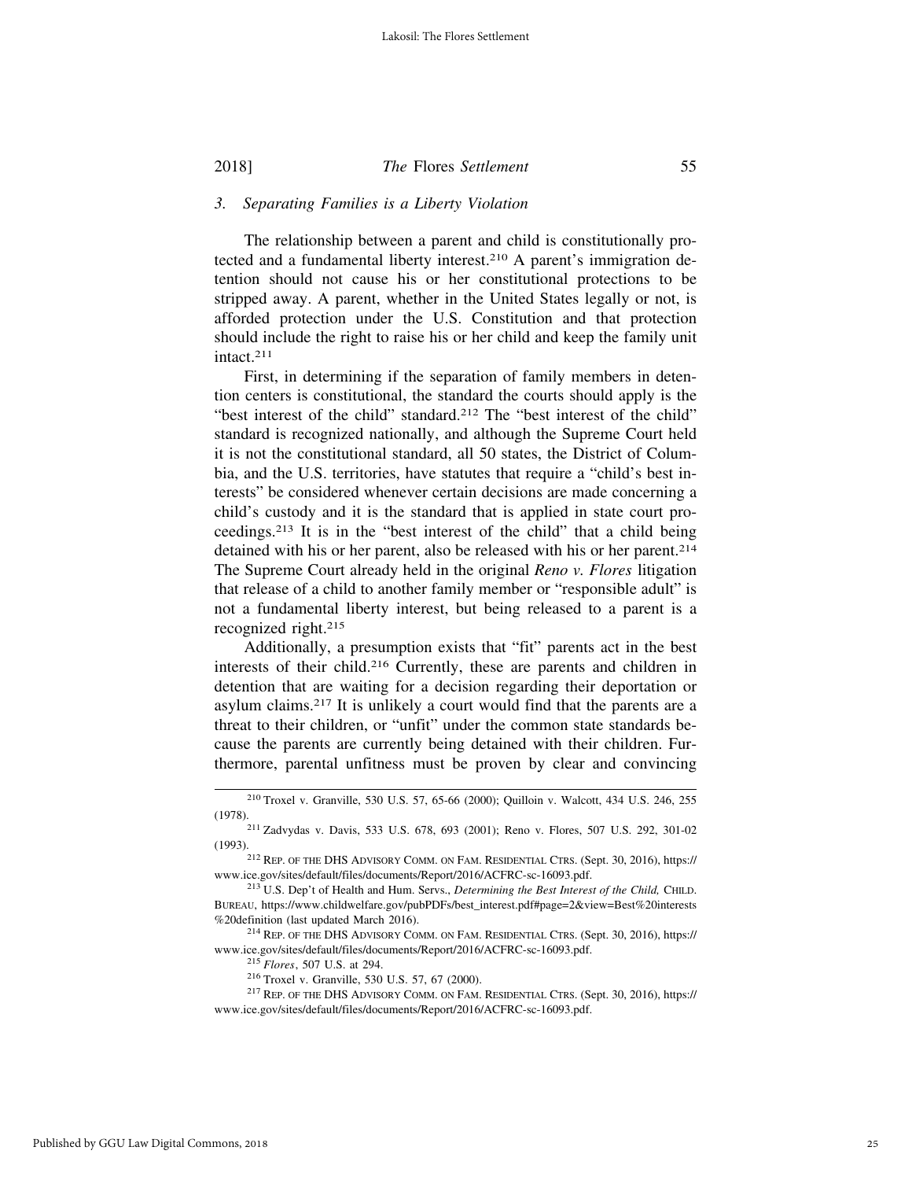### *3. Separating Families is a Liberty Violation*

The relationship between a parent and child is constitutionally protected and a fundamental liberty interest.[210] A parent's immigration detention should not cause his or her constitutional protections to be stripped away. A parent, whether in the United States legally or not, is afforded protection under the U.S. Constitution and that protection should include the right to raise his or her child and keep the family unit intact.[211]

First, in determining if the separation of family members in detention centers is constitutional, the standard the courts should apply is the "best interest of the child" standard.[212] The "best interest of the child" standard is recognized nationally, and although the Supreme Court held it is not the constitutional standard, all 50 states, the District of Columbia, and the U.S. territories, have statutes that require a "child's best interests" be considered whenever certain decisions are made concerning a child's custody and it is the standard that is applied in state court proceedings.[213] It is in the "best interest of the child" that a child being detained with his or her parent, also be released with his or her parent.[214] The Supreme Court already held in the original *Reno v. Flores* litigation that release of a child to another family member or "responsible adult" is not a fundamental liberty interest, but being released to a parent is a recognized right.[215]

Additionally, a presumption exists that "fit" parents act in the best interests of their child.[216] Currently, these are parents and children in detention that are waiting for a decision regarding their deportation or asylum claims.[217] It is unlikely a court would find that the parents are a threat to their children, or "unfit" under the common state standards because the parents are currently being detained with their children. Furthermore, parental unfitness must be proven by clear and convincing

---

[210] Troxel v. Granville, 530 U.S. 57, 65-66 (2000); Quilloin v. Walcott, 434 U.S. 246, 255 (1978).

[211] Zadvydas v. Davis, 533 U.S. 678, 693 (2001); Reno v. Flores, 507 U.S. 292, 301-02 (1993).

[212] REP. OF THE DHS ADVISORY COMM. ON FAM. RESIDENTIAL CTRS. (Sept. 30, 2016), https://www.ice.gov/sites/default/files/documents/Report/2016/ACFRC-sc-16093.pdf.

[213] U.S. Dep't of Health and Hum. Servs., *Determining the Best Interest of the Child,* CHILD. BUREAU, https://www.childwelfare.gov/pubPDFs/best_interest.pdf#page=2&view=Best%20interests%20definition (last updated March 2016).

[214] REP. OF THE DHS ADVISORY COMM. ON FAM. RESIDENTIAL CTRS. (Sept. 30, 2016), https://www.ice.gov/sites/default/files/documents/Report/2016/ACFRC-sc-16093.pdf.

[215] *Flores*, 507 U.S. at 294.

[216] Troxel v. Granville, 530 U.S. 57, 67 (2000).

[217] REP. OF THE DHS ADVISORY COMM. ON FAM. RESIDENTIAL CTRS. (Sept. 30, 2016), https://www.ice.gov/sites/default/files/documents/Report/2016/ACFRC-sc-16093.pdf.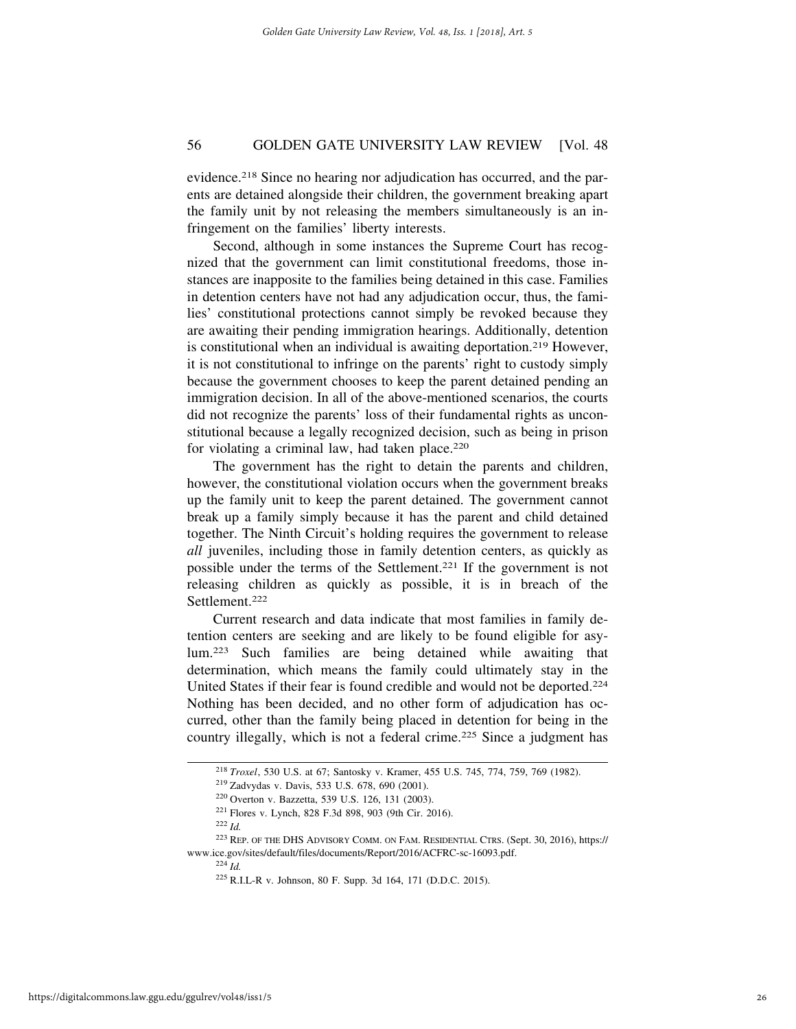evidence.[218] Since no hearing nor adjudication has occurred, and the parents are detained alongside their children, the government breaking apart the family unit by not releasing the members simultaneously is an infringement on the families' liberty interests.

Second, although in some instances the Supreme Court has recognized that the government can limit constitutional freedoms, those instances are inapposite to the families being detained in this case. Families in detention centers have not had any adjudication occur, thus, the families' constitutional protections cannot simply be revoked because they are awaiting their pending immigration hearings. Additionally, detention is constitutional when an individual is awaiting deportation.[219] However, it is not constitutional to infringe on the parents' right to custody simply because the government chooses to keep the parent detained pending an immigration decision. In all of the above-mentioned scenarios, the courts did not recognize the parents' loss of their fundamental rights as unconstitutional because a legally recognized decision, such as being in prison for violating a criminal law, had taken place.[220]

The government has the right to detain the parents and children, however, the constitutional violation occurs when the government breaks up the family unit to keep the parent detained. The government cannot break up a family simply because it has the parent and child detained together. The Ninth Circuit's holding requires the government to release *all* juveniles, including those in family detention centers, as quickly as possible under the terms of the Settlement.[221] If the government is not releasing children as quickly as possible, it is in breach of the Settlement.[222]

Current research and data indicate that most families in family detention centers are seeking and are likely to be found eligible for asylum.[223] Such families are being detained while awaiting that determination, which means the family could ultimately stay in the United States if their fear is found credible and would not be deported.[224] Nothing has been decided, and no other form of adjudication has occurred, other than the family being placed in detention for being in the country illegally, which is not a federal crime.[225] Since a judgment has

---

[218] *Troxel*, 530 U.S. at 67; Santosky v. Kramer, 455 U.S. 745, 774, 759, 769 (1982).

[219] Zadvydas v. Davis, 533 U.S. 678, 690 (2001).

[220] Overton v. Bazzetta, 539 U.S. 126, 131 (2003).

[221] Flores v. Lynch, 828 F.3d 898, 903 (9th Cir. 2016).

[222] *Id.*

[223] REP. OF THE DHS ADVISORY COMM. ON FAM. RESIDENTIAL CTRS. (Sept. 30, 2016), https://www.ice.gov/sites/default/files/documents/Report/2016/ACFRC-sc-16093.pdf.

[224] *Id.*

[225] R.I.L-R v. Johnson, 80 F. Supp. 3d 164, 171 (D.D.C. 2015).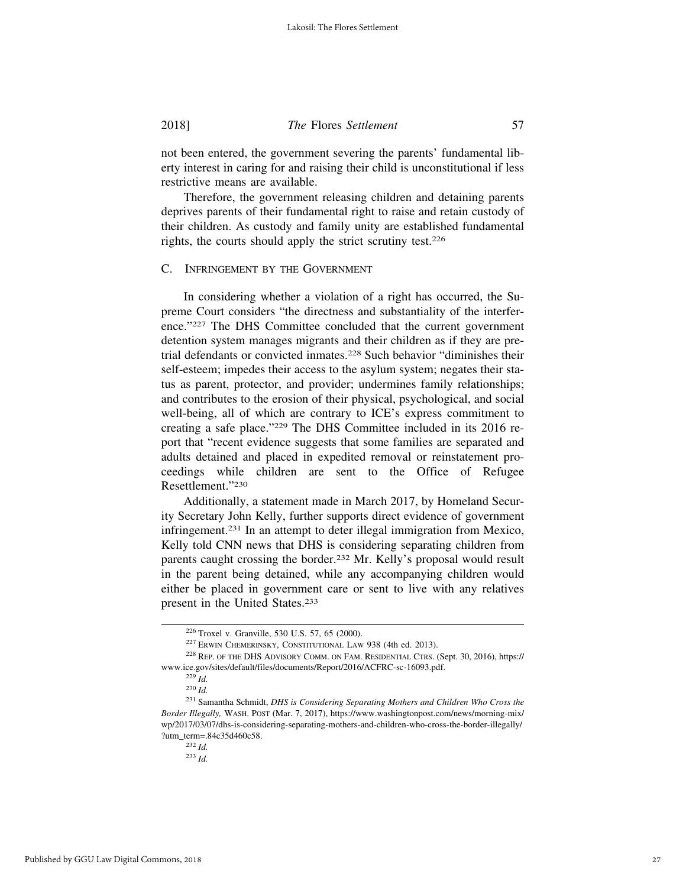not been entered, the government severing the parents' fundamental liberty interest in caring for and raising their child is unconstitutional if less restrictive means are available.

Therefore, the government releasing children and detaining parents deprives parents of their fundamental right to raise and retain custody of their children. As custody and family unity are established fundamental rights, the courts should apply the strict scrutiny test.[226]

### C. Infringement by the Government

In considering whether a violation of a right has occurred, the Supreme Court considers "the directness and substantiality of the interference."[227] The DHS Committee concluded that the current government detention system manages migrants and their children as if they are pretrial defendants or convicted inmates.[228] Such behavior "diminishes their self-esteem; impedes their access to the asylum system; negates their status as parent, protector, and provider; undermines family relationships; and contributes to the erosion of their physical, psychological, and social well-being, all of which are contrary to ICE's express commitment to creating a safe place."[229] The DHS Committee included in its 2016 report that "recent evidence suggests that some families are separated and adults detained and placed in expedited removal or reinstatement proceedings while children are sent to the Office of Refugee Resettlement."[230]

Additionally, a statement made in March 2017, by Homeland Security Secretary John Kelly, further supports direct evidence of government infringement.[231] In an attempt to deter illegal immigration from Mexico, Kelly told CNN news that DHS is considering separating children from parents caught crossing the border.[232] Mr. Kelly's proposal would result in the parent being detained, while any accompanying children would either be placed in government care or sent to live with any relatives present in the United States.[233]

---

[226] Troxel v. Granville, 530 U.S. 57, 65 (2000).

[227] Erwin Chemerinsky, Constitutional Law 938 (4th ed. 2013).

[228] Rep. of the DHS Advisory Comm. on Fam. Residential Ctrs. (Sept. 30, 2016), https://www.ice.gov/sites/default/files/documents/Report/2016/ACFRC-sc-16093.pdf.

[229] *Id.*

[230] *Id.*

[231] Samantha Schmidt, *DHS is Considering Separating Mothers and Children Who Cross the Border Illegally,* Wash. Post (Mar. 7, 2017), https://www.washingtonpost.com/news/morning-mix/wp/2017/03/07/dhs-is-considering-separating-mothers-and-children-who-cross-the-border-illegally/?utm_term=.84c35d460c58.

[232] *Id.*

[233] *Id.*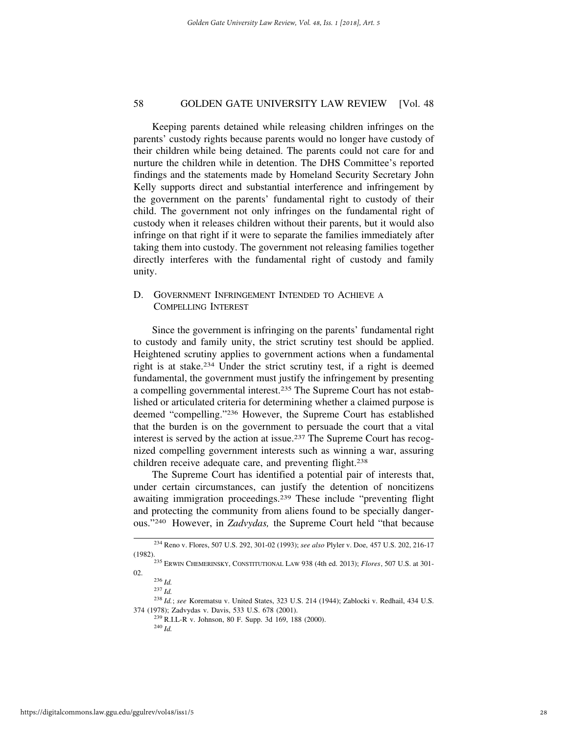Keeping parents detained while releasing children infringes on the parents' custody rights because parents would no longer have custody of their children while being detained. The parents could not care for and nurture the children while in detention. The DHS Committee's reported findings and the statements made by Homeland Security Secretary John Kelly supports direct and substantial interference and infringement by the government on the parents' fundamental right to custody of their child. The government not only infringes on the fundamental right of custody when it releases children without their parents, but it would also infringe on that right if it were to separate the families immediately after taking them into custody. The government not releasing families together directly interferes with the fundamental right of custody and family unity.

### D. Government Infringement Intended to Achieve a Compelling Interest

Since the government is infringing on the parents' fundamental right to custody and family unity, the strict scrutiny test should be applied. Heightened scrutiny applies to government actions when a fundamental right is at stake.[234] Under the strict scrutiny test, if a right is deemed fundamental, the government must justify the infringement by presenting a compelling governmental interest.[235] The Supreme Court has not established or articulated criteria for determining whether a claimed purpose is deemed "compelling."[236] However, the Supreme Court has established that the burden is on the government to persuade the court that a vital interest is served by the action at issue.[237] The Supreme Court has recognized compelling government interests such as winning a war, assuring children receive adequate care, and preventing flight.[238]

The Supreme Court has identified a potential pair of interests that, under certain circumstances, can justify the detention of noncitizens awaiting immigration proceedings.[239] These include "preventing flight and protecting the community from aliens found to be specially dangerous."[240] However, in *Zadvydas,* the Supreme Court held "that because

---

[234] Reno v. Flores, 507 U.S. 292, 301-02 (1993); *see also* Plyler v. Doe, 457 U.S. 202, 216-17 (1982).

[235] Erwin Chemerinsky, Constitutional Law 938 (4th ed. 2013); *Flores*, 507 U.S. at 301-02.

[236] *Id.*

[237] *Id.*

[238] *Id.*; *see* Korematsu v. United States, 323 U.S. 214 (1944); Zablocki v. Redhail, 434 U.S. 374 (1978); Zadvydas v. Davis, 533 U.S. 678 (2001).

[239] R.I.L-R v. Johnson, 80 F. Supp. 3d 169, 188 (2000).

[240] *Id.*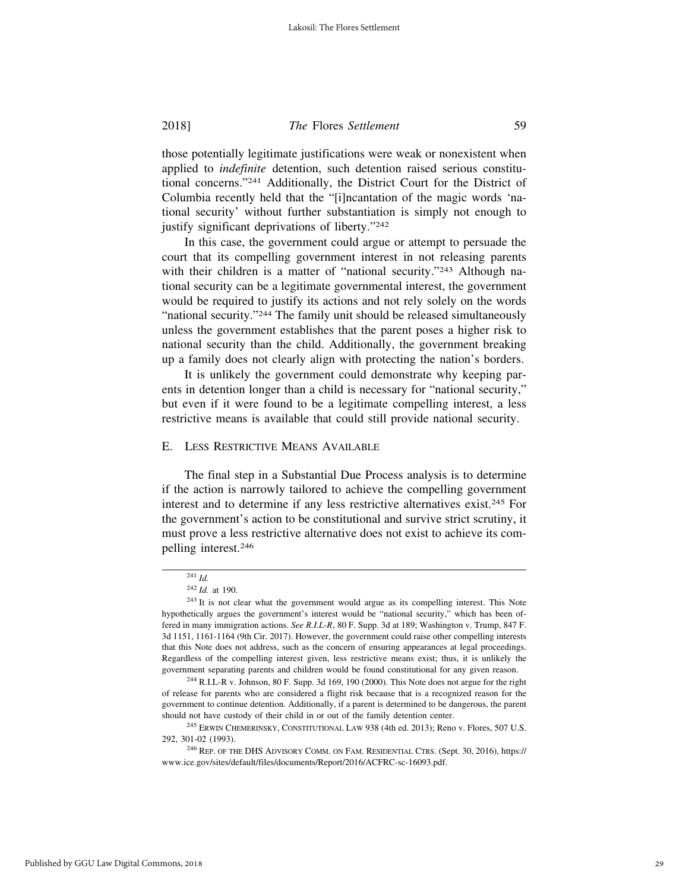those potentially legitimate justifications were weak or nonexistent when applied to *indefinite* detention, such detention raised serious constitutional concerns."[241] Additionally, the District Court for the District of Columbia recently held that the "[i]ncantation of the magic words 'national security' without further substantiation is simply not enough to justify significant deprivations of liberty."[242]

In this case, the government could argue or attempt to persuade the court that its compelling government interest in not releasing parents with their children is a matter of "national security."[243] Although national security can be a legitimate governmental interest, the government would be required to justify its actions and not rely solely on the words "national security."[244] The family unit should be released simultaneously unless the government establishes that the parent poses a higher risk to national security than the child. Additionally, the government breaking up a family does not clearly align with protecting the nation's borders.

It is unlikely the government could demonstrate why keeping parents in detention longer than a child is necessary for "national security," but even if it were found to be a legitimate compelling interest, a less restrictive means is available that could still provide national security.

## E. Less Restrictive Means Available

The final step in a Substantial Due Process analysis is to determine if the action is narrowly tailored to achieve the compelling government interest and to determine if any less restrictive alternatives exist.[245] For the government's action to be constitutional and survive strict scrutiny, it must prove a less restrictive alternative does not exist to achieve its compelling interest.[246]

---

[241] *Id.*

[242] *Id.* at 190.

[243] It is not clear what the government would argue as its compelling interest. This Note hypothetically argues the government's interest would be "national security," which has been offered in many immigration actions. *See R.I.L-R*, 80 F. Supp. 3d at 189; Washington v. Trump, 847 F. 3d 1151, 1161-1164 (9th Cir. 2017). However, the government could raise other compelling interests that this Note does not address, such as the concern of ensuring appearances at legal proceedings. Regardless of the compelling interest given, less restrictive means exist; thus, it is unlikely the government separating parents and children would be found constitutional for any given reason.

[244] R.I.L-R v. Johnson, 80 F. Supp. 3d 169, 190 (2000). This Note does not argue for the right of release for parents who are considered a flight risk because that is a recognized reason for the government to continue detention. Additionally, if a parent is determined to be dangerous, the parent should not have custody of their child in or out of the family detention center.

[245] Erwin Chemerinsky, Constitutional Law 938 (4th ed. 2013); Reno v. Flores, 507 U.S. 292, 301-02 (1993).

[246] Rep. of the DHS Advisory Comm. on Fam. Residential Ctrs. (Sept. 30, 2016), https://www.ice.gov/sites/default/files/documents/Report/2016/ACFRC-sc-16093.pdf.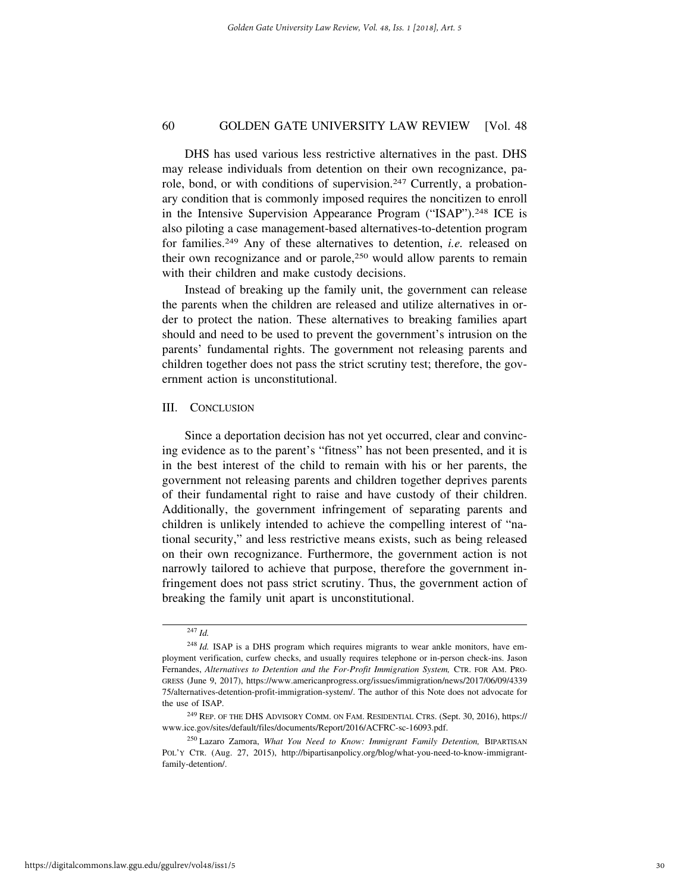DHS has used various less restrictive alternatives in the past. DHS may release individuals from detention on their own recognizance, parole, bond, or with conditions of supervision.[247] Currently, a probationary condition that is commonly imposed requires the noncitizen to enroll in the Intensive Supervision Appearance Program ("ISAP").[248] ICE is also piloting a case management-based alternatives-to-detention program for families.[249] Any of these alternatives to detention, *i.e.* released on their own recognizance and or parole,[250] would allow parents to remain with their children and make custody decisions.

Instead of breaking up the family unit, the government can release the parents when the children are released and utilize alternatives in order to protect the nation. These alternatives to breaking families apart should and need to be used to prevent the government's intrusion on the parents' fundamental rights. The government not releasing parents and children together does not pass the strict scrutiny test; therefore, the government action is unconstitutional.

## III. Conclusion

Since a deportation decision has not yet occurred, clear and convincing evidence as to the parent's "fitness" has not been presented, and it is in the best interest of the child to remain with his or her parents, the government not releasing parents and children together deprives parents of their fundamental right to raise and have custody of their children. Additionally, the government infringement of separating parents and children is unlikely intended to achieve the compelling interest of "national security," and less restrictive means exists, such as being released on their own recognizance. Furthermore, the government action is not narrowly tailored to achieve that purpose, therefore the government infringement does not pass strict scrutiny. Thus, the government action of breaking the family unit apart is unconstitutional.

---

[247] *Id.*

[248] *Id.* ISAP is a DHS program which requires migrants to wear ankle monitors, have employment verification, curfew checks, and usually requires telephone or in-person check-ins. Jason Fernandes, *Alternatives to Detention and the For-Profit Immigration System,* CTR. FOR AM. PROGRESS (June 9, 2017), https://www.americanprogress.org/issues/immigration/news/2017/06/09/433975/alternatives-detention-profit-immigration-system/. The author of this Note does not advocate for the use of ISAP.

[249] REP. OF THE DHS ADVISORY COMM. ON FAM. RESIDENTIAL CTRS. (Sept. 30, 2016), https://www.ice.gov/sites/default/files/documents/Report/2016/ACFRC-sc-16093.pdf.

[250] Lazaro Zamora, *What You Need to Know: Immigrant Family Detention,* BIPARTISAN POL'Y CTR. (Aug. 27, 2015), http://bipartisanpolicy.org/blog/what-you-need-to-know-immigrant-family-detention/.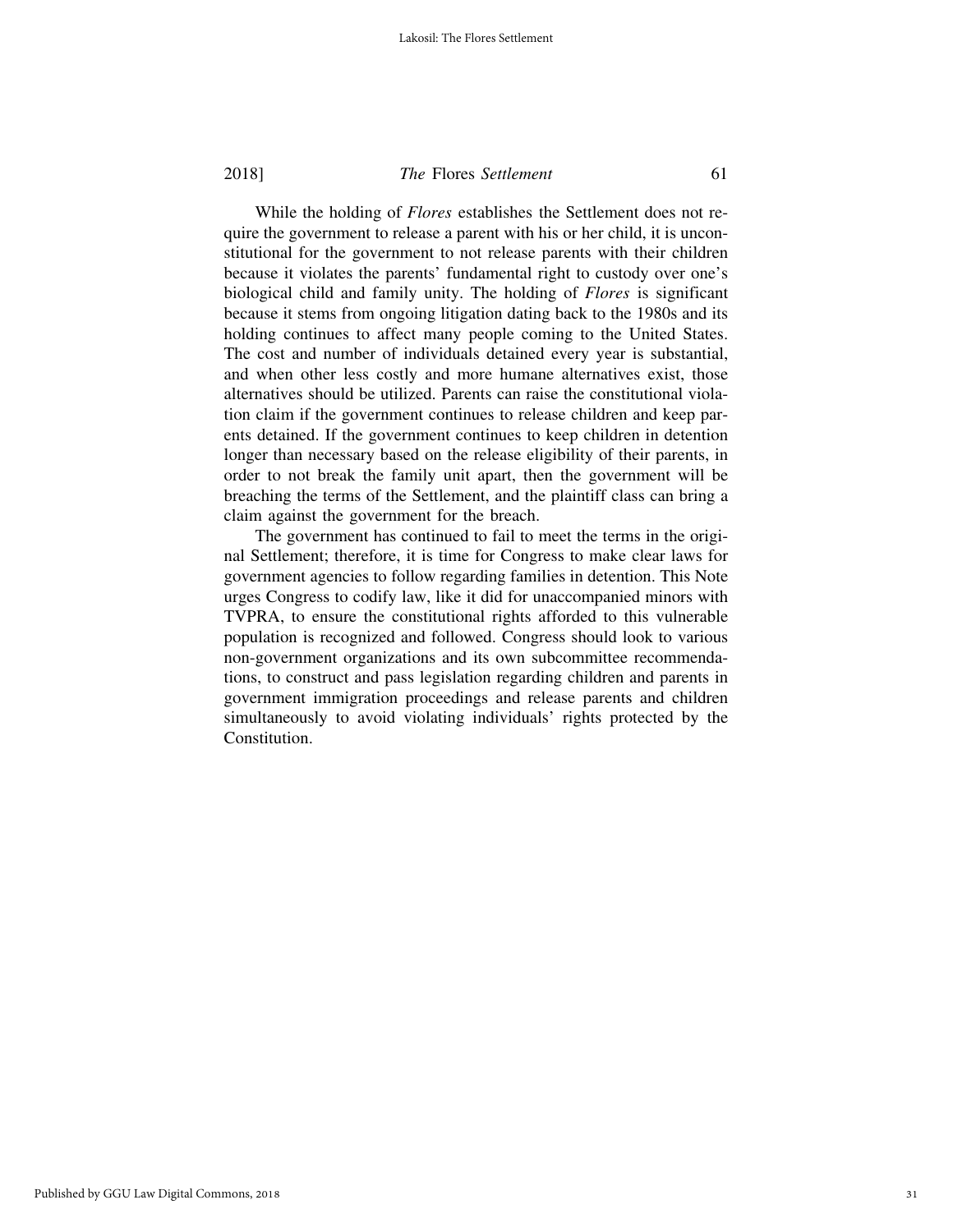While the holding of *Flores* establishes the Settlement does not require the government to release a parent with his or her child, it is unconstitutional for the government to not release parents with their children because it violates the parents' fundamental right to custody over one's biological child and family unity. The holding of *Flores* is significant because it stems from ongoing litigation dating back to the 1980s and its holding continues to affect many people coming to the United States. The cost and number of individuals detained every year is substantial, and when other less costly and more humane alternatives exist, those alternatives should be utilized. Parents can raise the constitutional violation claim if the government continues to release children and keep parents detained. If the government continues to keep children in detention longer than necessary based on the release eligibility of their parents, in order to not break the family unit apart, then the government will be breaching the terms of the Settlement, and the plaintiff class can bring a claim against the government for the breach.

The government has continued to fail to meet the terms in the original Settlement; therefore, it is time for Congress to make clear laws for government agencies to follow regarding families in detention. This Note urges Congress to codify law, like it did for unaccompanied minors with TVPRA, to ensure the constitutional rights afforded to this vulnerable population is recognized and followed. Congress should look to various non-government organizations and its own subcommittee recommendations, to construct and pass legislation regarding children and parents in government immigration proceedings and release parents and children simultaneously to avoid violating individuals' rights protected by the Constitution.